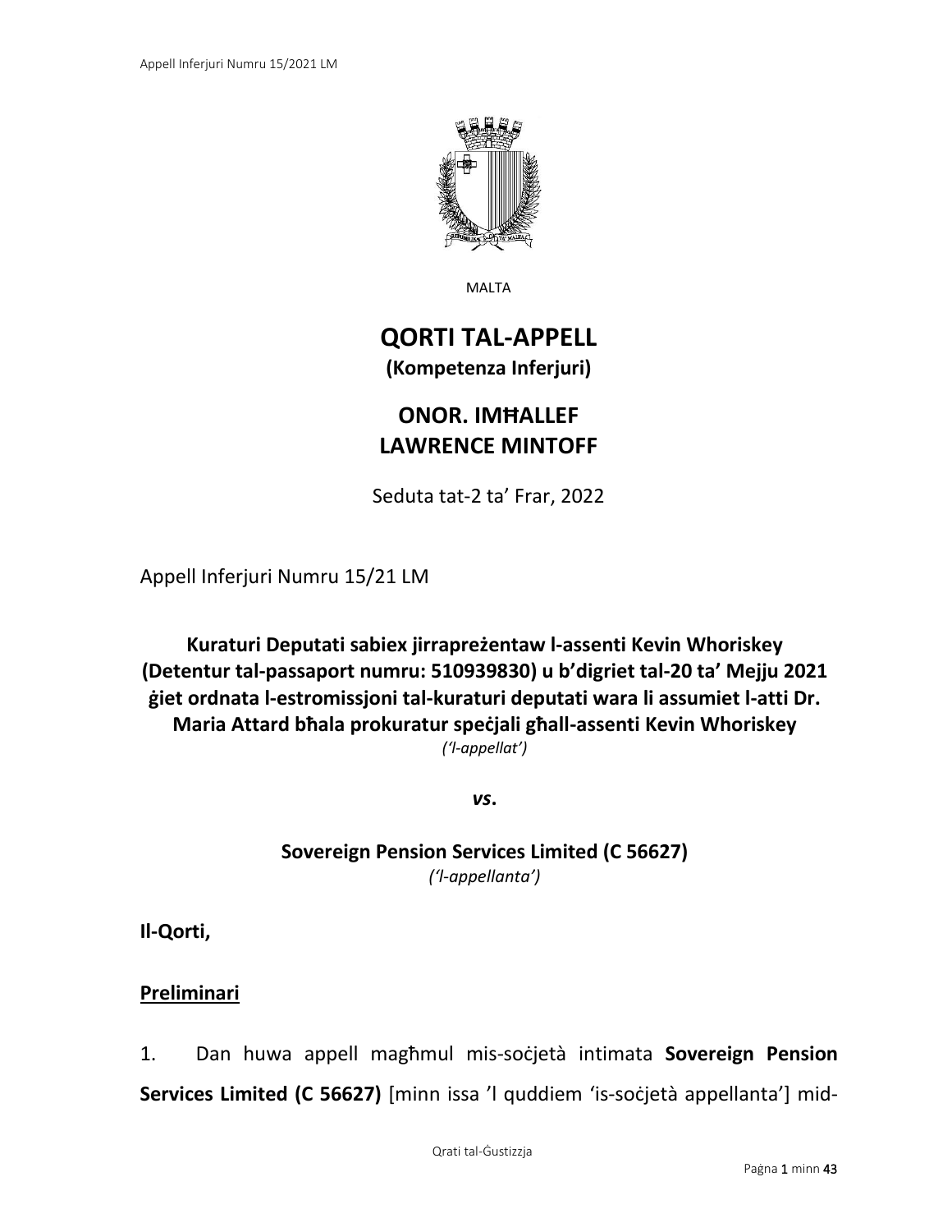MALTA

# QORTI TAL-APPELL
**(Kompetenza Inferjuri)**

## ONOR. IMĦALLEF LAWRENCE MINTOFF

Seduta tat-2 ta' Frar, 2022

Appell Inferjuri Numru 15/21 LM

**Kuraturi Deputati sabiex jirrappreżentaw l-assenti Kevin Whoriskey (Detentur tal-passaport numru: 510939830) u b'digriet tal-20 ta' Mejju 2021 ġiet ordnata l-estromissjoni tal-kuraturi deputati wara li assumiet l-atti Dr. Maria Attard bħala prokuratur speċjali għall-assenti Kevin Whoriskey**
*('l-appellat')*

***vs.***

**Sovereign Pension Services Limited (C 56627)**
*('l-appellanta')*

**Il-Qorti,**

**Preliminari**

1. Dan huwa appell magħmul mis-soċjetà intimata **Sovereign Pension Services Limited (C 56627)** [minn issa 'l quddiem 'is-soċjetà appellanta'] mid-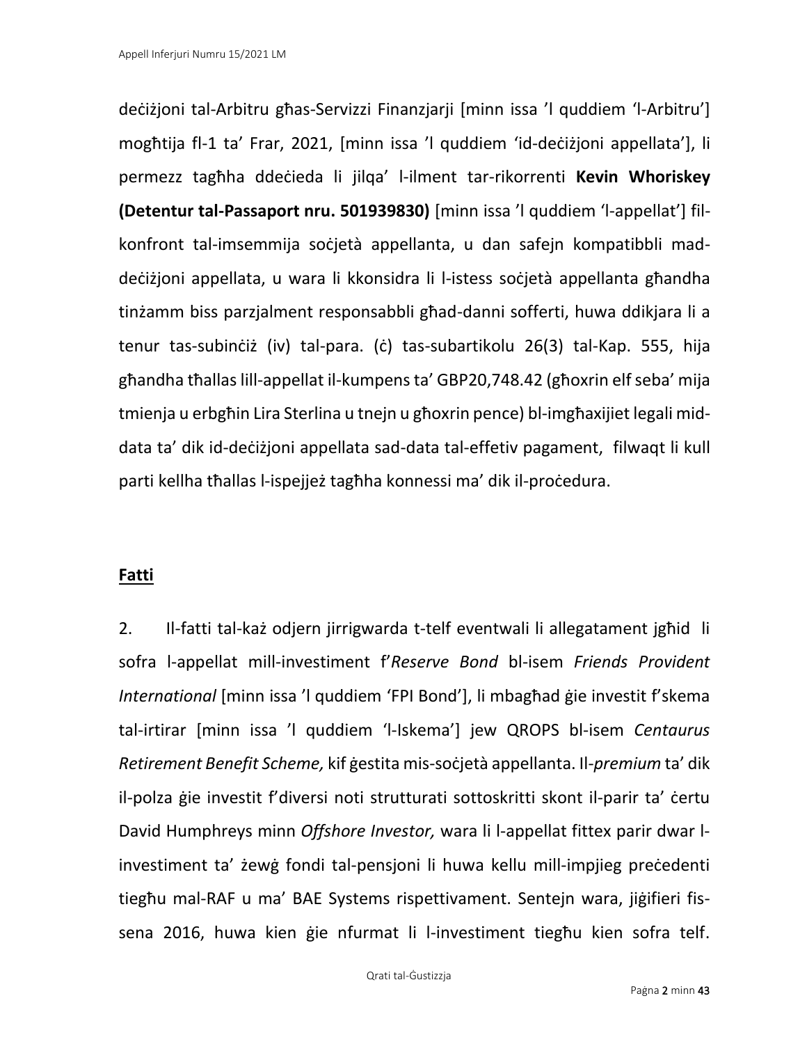deċiżjoni tal-Arbitru għas-Servizzi Finanzjarji [minn issa 'l quddiem 'l-Arbitru'] mogħtija fl-1 ta' Frar, 2021, [minn issa 'l quddiem 'id-deċiżjoni appellata'], li permezz tagħha ddeċieda li jilqa' l-ilment tar-rikorrenti **Kevin Whoriskey (Detentur tal-Passaport nru. 501939830)** [minn issa 'l quddiem 'l-appellat'] fil-konfront tal-imsemmija soċjetà appellanta, u dan safejn kompatibbli mad-deċiżjoni appellata, u wara li kkonsidra li l-istess soċjetà appellanta għandha tinżamm biss parzjalment responsabbli għad-danni sofferti, huwa ddikjara li a tenur tas-subinċiż (iv) tal-para. (ċ) tas-subartikolu 26(3) tal-Kap. 555, hija għandha tħallas lill-appellat il-kumpens ta' GBP20,748.42 (għoxrin elf seba' mija tmienja u erbgħin Lira Sterlina u tnejn u għoxrin pence) bl-imgħaxijiet legali mid-data ta' dik id-deċiżjoni appellata sad-data tal-effetiv pagament, filwaqt li kull parti kellha tħallas l-ispejjeż tagħha konnessi ma' dik il-proċedura.

**Fatti**

2. Il-fatti tal-każ odjern jirrigwarda t-telf eventwali li allegatament jgħid li sofra l-appellat mill-investiment f'*Reserve Bond* bl-isem *Friends Provident International* [minn issa 'l quddiem 'FPI Bond'], li mbagħad ġie investit f'skema tal-irtirar [minn issa 'l quddiem 'l-Iskema'] jew QROPS bl-isem *Centaurus Retirement Benefit Scheme,* kif ġestita mis-soċjetà appellanta. Il-*premium* ta' dik il-polza ġie investit f'diversi noti strutturati sottoskritti skont il-parir ta' ċertu David Humphreys minn *Offshore Investor,* wara li l-appellat fittex parir dwar l-investiment ta' żewġ fondi tal-pensjoni li huwa kellu mill-impjieg preċedenti tiegħu mal-RAF u ma' BAE Systems rispettivament. Sentejn wara, jiġifieri fis-sena 2016, huwa kien ġie nfurmat li l-investiment tiegħu kien sofra telf.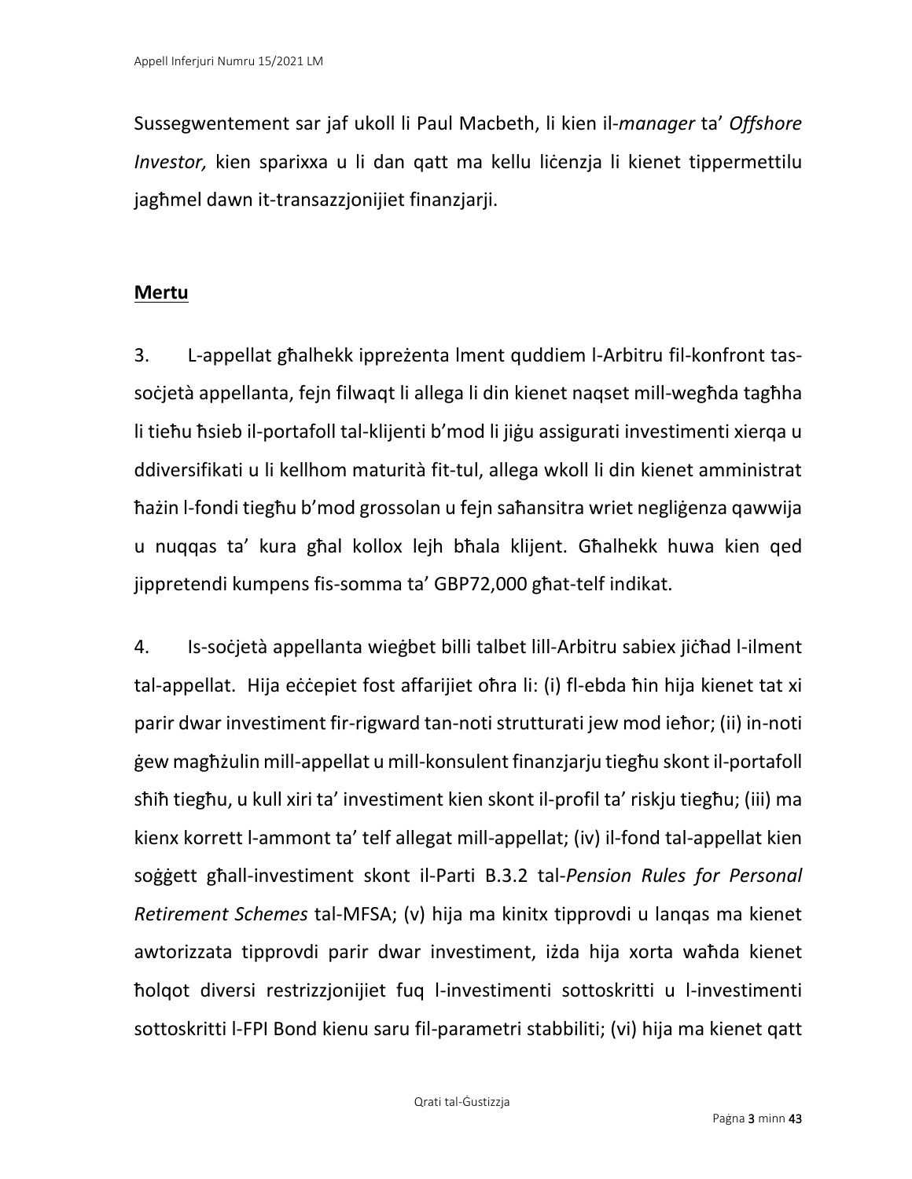Sussegwentement sar jaf ukoll li Paul Macbeth, li kien il-*manager* ta' *Offshore Investor,* kien sparixxa u li dan qatt ma kellu liċenzja li kienet tippermettilu jagħmel dawn it-transazzjonijiet finanzjarji.

## Mertu

3. L-appellat għalhekk ippreżenta lment quddiem l-Arbitru fil-konfront tas-soċjetà appellanta, fejn filwaqt li allega li din kienet naqset mill-wegħda tagħha li tieħu ħsieb il-portafoll tal-klijenti b'mod li jiġu assigurati investimenti xierqa u ddiversifikati u li kellhom maturità fit-tul, allega wkoll li din kienet amministrat ħażin l-fondi tiegħu b'mod grossolan u fejn saħansitra wriet negliġenza qawwija u nuqqas ta' kura għal kollox lejh bħala klijent. Għalhekk huwa kien qed jippretendi kumpens fis-somma ta' GBP72,000 għat-telf indikat.

4. Is-soċjetà appellanta wieġbet billi talbet lill-Arbitru sabiex jiċħad l-ilment tal-appellat. Hija eċċepiet fost affarijiet oħra li: (i) fl-ebda ħin hija kienet tat xi parir dwar investiment fir-rigward tan-noti strutturati jew mod ieħor; (ii) in-noti ġew magħżulin mill-appellat u mill-konsulent finanzjarju tiegħu skont il-portafoll sħiħ tiegħu, u kull xiri ta' investiment kien skont il-profil ta' riskju tiegħu; (iii) ma kienx korrett l-ammont ta' telf allegat mill-appellat; (iv) il-fond tal-appellat kien soġġett għall-investiment skont il-Parti B.3.2 tal-*Pension Rules for Personal Retirement Schemes* tal-MFSA; (v) hija ma kinitx tipprovdi u lanqas ma kienet awtorizzata tipprovdi parir dwar investiment, iżda hija xorta waħda kienet ħolqot diversi restrizzjonijiet fuq l-investimenti sottoskritti u l-investimenti sottoskritti l-FPI Bond kienu saru fil-parametri stabbiliti; (vi) hija ma kienet qatt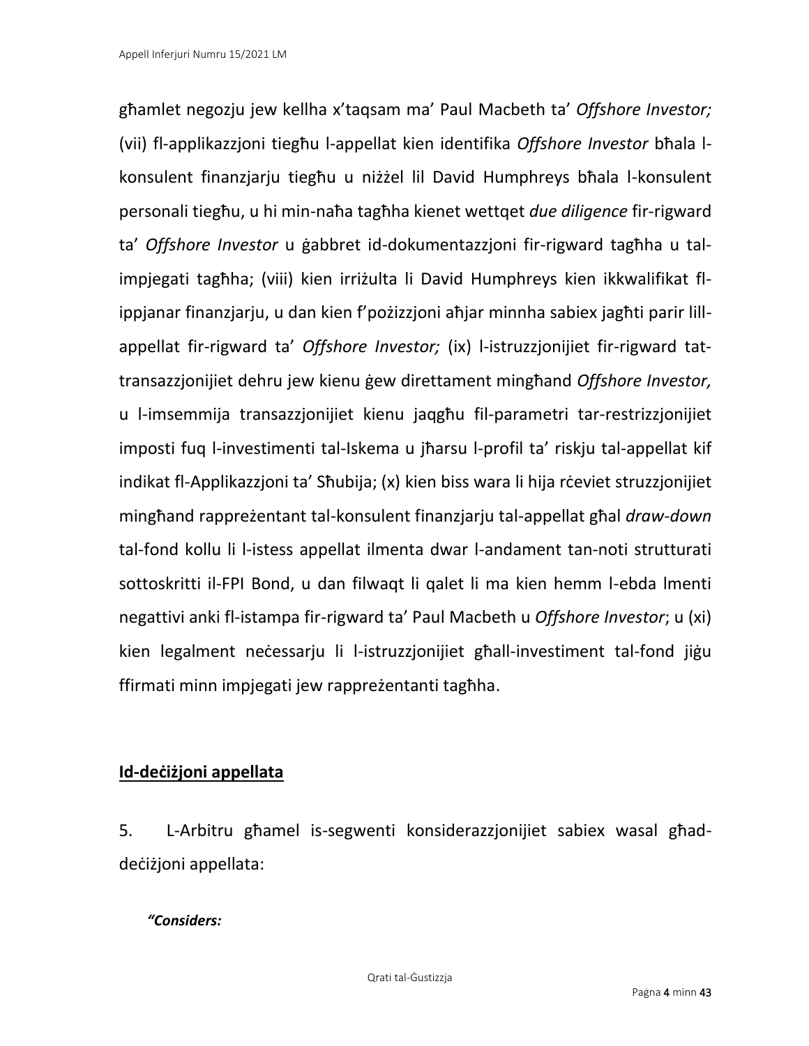għamlet negozju jew kellha x'taqsam ma' Paul Macbeth ta' *Offshore Investor;* (vii) fl-applikazzjoni tiegħu l-appellat kien identifika *Offshore Investor* bħala l-konsulent finanzjarju tiegħu u niżżel lil David Humphreys bħala l-konsulent personali tiegħu, u hi min-naħa tagħha kienet wettqet *due diligence* fir-rigward ta' *Offshore Investor* u ġabbret id-dokumentazzjoni fir-rigward tagħha u tal-impjegati tagħha; (viii) kien irriżulta li David Humphreys kien ikkwalifikat fl-ippjanar finanzjarju, u dan kien f'pożizzjoni aħjar minnha sabiex jagħti parir lill-appellat fir-rigward ta' *Offshore Investor;* (ix) l-istruzzjonijiet fir-rigward tat-transazzjonijiet dehru jew kienu ġew direttament mingħand *Offshore Investor,* u l-imsemmija transazzjonijiet kienu jaqgħu fil-parametri tar-restrizzjonijiet imposti fuq l-investimenti tal-Iskema u jħarsu l-profil ta' riskju tal-appellat kif indikat fl-Applikazzjoni ta' Sħubija; (x) kien biss wara li hija rċeviet struzzjonijiet mingħand rappreżentant tal-konsulent finanzjarju tal-appellat għal *draw-down* tal-fond kollu li l-istess appellat ilmenta dwar l-andament tan-noti strutturati sottoskritti il-FPI Bond, u dan filwaqt li qalet li ma kien hemm l-ebda lmenti negattivi anki fl-istampa fir-rigward ta' Paul Macbeth u *Offshore Investor*; u (xi) kien legalment neċessarju li l-istruzzjonijiet għall-investiment tal-fond jiġu ffirmati minn impjegati jew rappreżentanti tagħha.

## Id-deċiżjoni appellata

5. L-Arbitru għamel is-segwenti konsiderazzjonijiet sabiex wasal għad-deċiżjoni appellata:

***"Considers:***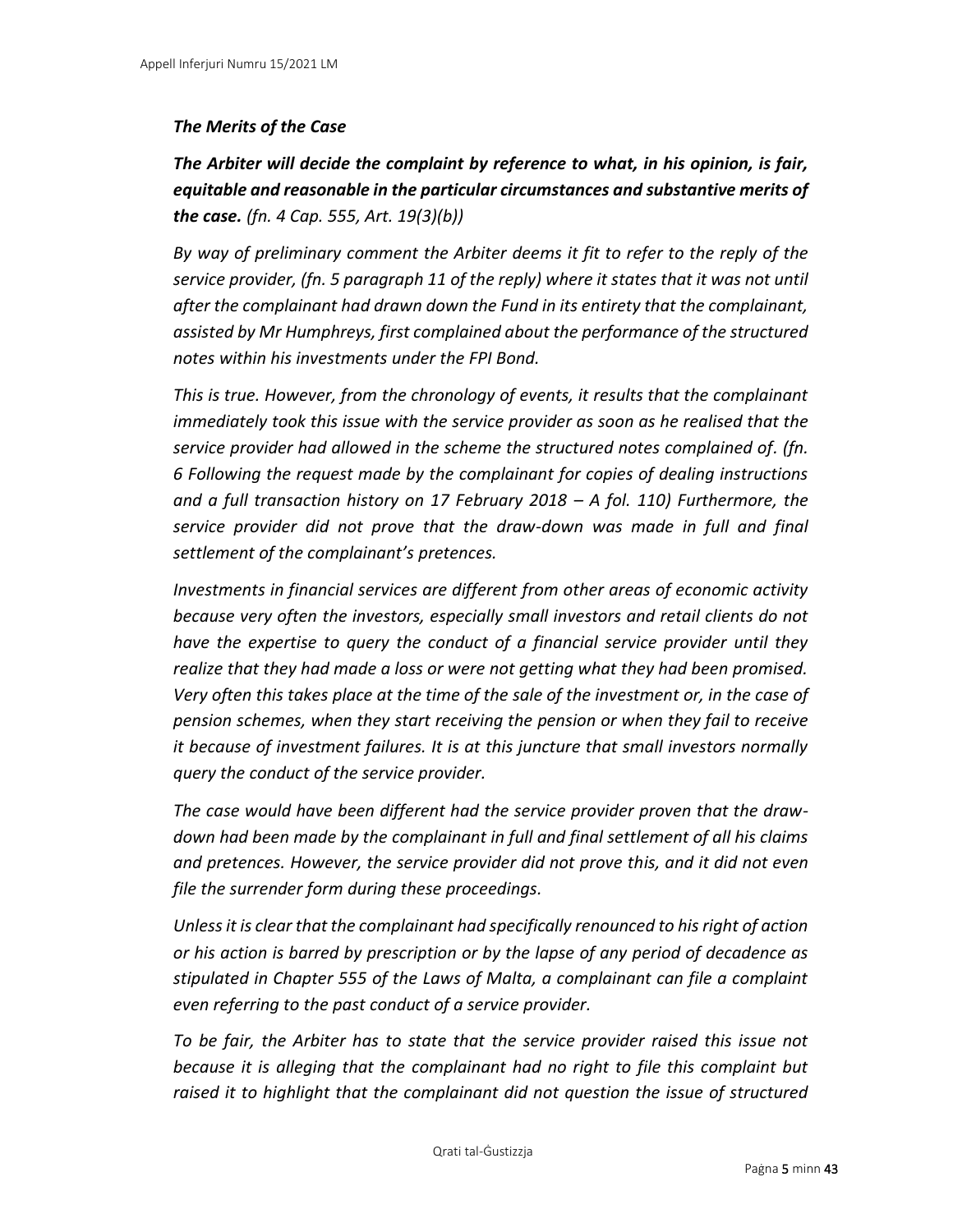***The Merits of the Case***

***The Arbiter will decide the complaint by reference to what, in his opinion, is fair, equitable and reasonable in the particular circumstances and substantive merits of the case.*** *(fn. 4 Cap. 555, Art. 19(3)(b))*

*By way of preliminary comment the Arbiter deems it fit to refer to the reply of the service provider, (fn. 5 paragraph 11 of the reply) where it states that it was not until after the complainant had drawn down the Fund in its entirety that the complainant, assisted by Mr Humphreys, first complained about the performance of the structured notes within his investments under the FPI Bond.*

*This is true. However, from the chronology of events, it results that the complainant immediately took this issue with the service provider as soon as he realised that the service provider had allowed in the scheme the structured notes complained of. (fn. 6 Following the request made by the complainant for copies of dealing instructions and a full transaction history on 17 February 2018 – A fol. 110) Furthermore, the service provider did not prove that the draw-down was made in full and final settlement of the complainant's pretences.*

*Investments in financial services are different from other areas of economic activity because very often the investors, especially small investors and retail clients do not have the expertise to query the conduct of a financial service provider until they realize that they had made a loss or were not getting what they had been promised. Very often this takes place at the time of the sale of the investment or, in the case of pension schemes, when they start receiving the pension or when they fail to receive it because of investment failures. It is at this juncture that small investors normally query the conduct of the service provider.*

*The case would have been different had the service provider proven that the draw-down had been made by the complainant in full and final settlement of all his claims and pretences. However, the service provider did not prove this, and it did not even file the surrender form during these proceedings.*

*Unless it is clear that the complainant had specifically renounced to his right of action or his action is barred by prescription or by the lapse of any period of decadence as stipulated in Chapter 555 of the Laws of Malta, a complainant can file a complaint even referring to the past conduct of a service provider.*

*To be fair, the Arbiter has to state that the service provider raised this issue not because it is alleging that the complainant had no right to file this complaint but raised it to highlight that the complainant did not question the issue of structured*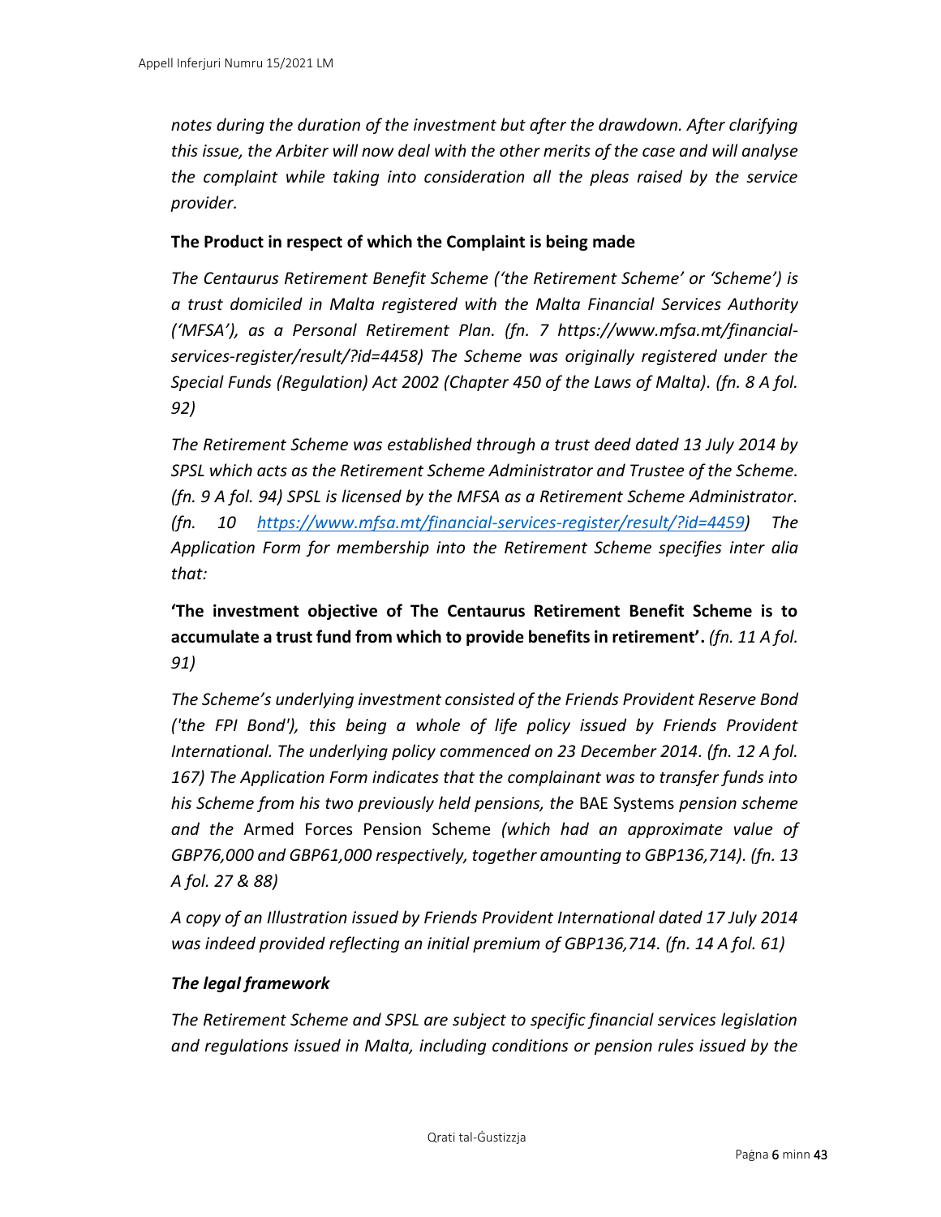*notes during the duration of the investment but after the drawdown. After clarifying this issue, the Arbiter will now deal with the other merits of the case and will analyse the complaint while taking into consideration all the pleas raised by the service provider.*

**The Product in respect of which the Complaint is being made**

*The Centaurus Retirement Benefit Scheme ('the Retirement Scheme' or 'Scheme') is a trust domiciled in Malta registered with the Malta Financial Services Authority ('MFSA'), as a Personal Retirement Plan. (fn. 7 https://www.mfsa.mt/financial-services-register/result/?id=4458) The Scheme was originally registered under the Special Funds (Regulation) Act 2002 (Chapter 450 of the Laws of Malta). (fn. 8 A fol. 92)*

*The Retirement Scheme was established through a trust deed dated 13 July 2014 by SPSL which acts as the Retirement Scheme Administrator and Trustee of the Scheme. (fn. 9 A fol. 94) SPSL is licensed by the MFSA as a Retirement Scheme Administrator. (fn. 10 https://www.mfsa.mt/financial-services-register/result/?id=4459) The Application Form for membership into the Retirement Scheme specifies inter alia that:*

**'The investment objective of The Centaurus Retirement Benefit Scheme is to accumulate a trust fund from which to provide benefits in retirement'.** *(fn. 11 A fol. 91)*

*The Scheme's underlying investment consisted of the Friends Provident Reserve Bond ('the FPI Bond'), this being a whole of life policy issued by Friends Provident International. The underlying policy commenced on 23 December 2014. (fn. 12 A fol. 167) The Application Form indicates that the complainant was to transfer funds into his Scheme from his two previously held pensions, the* BAE Systems *pension scheme and the* Armed Forces Pension Scheme *(which had an approximate value of GBP76,000 and GBP61,000 respectively, together amounting to GBP136,714). (fn. 13 A fol. 27 & 88)*

*A copy of an Illustration issued by Friends Provident International dated 17 July 2014 was indeed provided reflecting an initial premium of GBP136,714. (fn. 14 A fol. 61)*

***The legal framework***

*The Retirement Scheme and SPSL are subject to specific financial services legislation and regulations issued in Malta, including conditions or pension rules issued by the*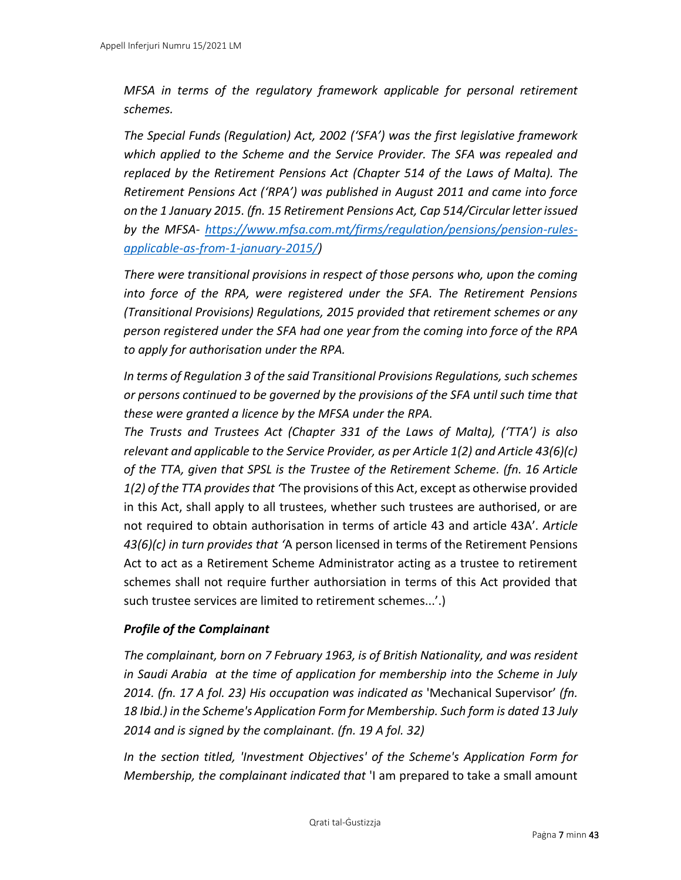*MFSA in terms of the regulatory framework applicable for personal retirement schemes.*

*The Special Funds (Regulation) Act, 2002 ('SFA') was the first legislative framework which applied to the Scheme and the Service Provider. The SFA was repealed and replaced by the Retirement Pensions Act (Chapter 514 of the Laws of Malta). The Retirement Pensions Act ('RPA') was published in August 2011 and came into force on the 1 January 2015. (fn. 15 Retirement Pensions Act, Cap 514/Circular letter issued by the MFSA- [https://www.mfsa.com.mt/firms/regulation/pensions/pension-rules-applicable-as-from-1-january-2015/](https://www.mfsa.com.mt/firms/regulation/pensions/pension-rules-applicable-as-from-1-january-2015/))*

*There were transitional provisions in respect of those persons who, upon the coming into force of the RPA, were registered under the SFA. The Retirement Pensions (Transitional Provisions) Regulations, 2015 provided that retirement schemes or any person registered under the SFA had one year from the coming into force of the RPA to apply for authorisation under the RPA.*

*In terms of Regulation 3 of the said Transitional Provisions Regulations, such schemes or persons continued to be governed by the provisions of the SFA until such time that these were granted a licence by the MFSA under the RPA.*

*The Trusts and Trustees Act (Chapter 331 of the Laws of Malta), ('TTA') is also relevant and applicable to the Service Provider, as per Article 1(2) and Article 43(6)(c) of the TTA, given that SPSL is the Trustee of the Retirement Scheme. (fn. 16 Article 1(2) of the TTA provides that '*The provisions of this Act, except as otherwise provided in this Act, shall apply to all trustees, whether such trustees are authorised, or are not required to obtain authorisation in terms of article 43 and article 43A'*. Article 43(6)(c) in turn provides that '*A person licensed in terms of the Retirement Pensions Act to act as a Retirement Scheme Administrator acting as a trustee to retirement schemes shall not require further authorsiation in terms of this Act provided that such trustee services are limited to retirement schemes...'.)

***Profile of the Complainant***

*The complainant, born on 7 February 1963, is of British Nationality, and was resident in Saudi Arabia at the time of application for membership into the Scheme in July 2014. (fn. 17 A fol. 23) His occupation was indicated as* 'Mechanical Supervisor' *(fn. 18 Ibid.) in the Scheme's Application Form for Membership. Such form is dated 13 July 2014 and is signed by the complainant. (fn. 19 A fol. 32)*

*In the section titled, 'Investment Objectives' of the Scheme's Application Form for Membership, the complainant indicated that* 'I am prepared to take a small amount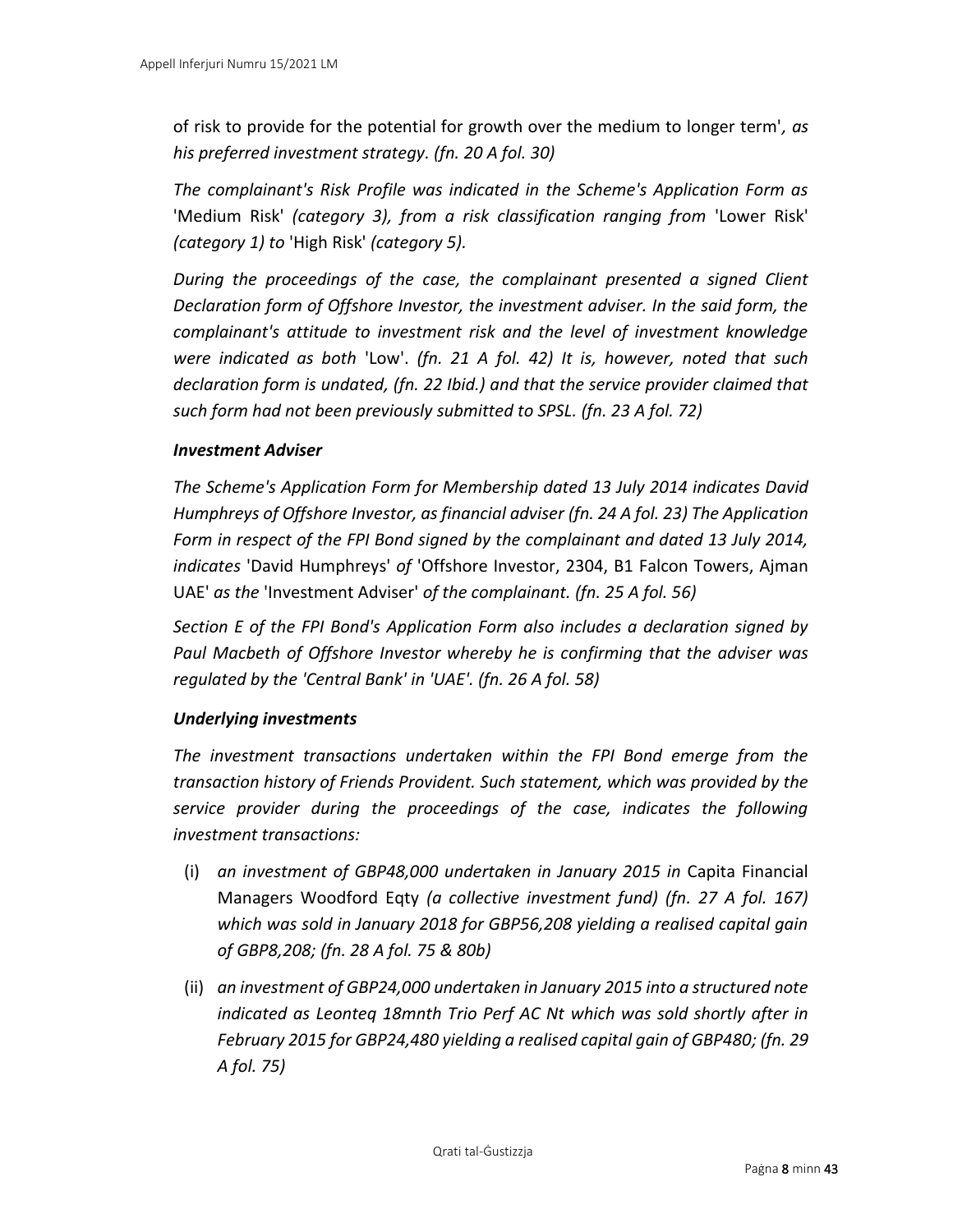of risk to provide for the potential for growth over the medium to longer term'*, as his preferred investment strategy. (fn. 20 A fol. 30)*

*The complainant's Risk Profile was indicated in the Scheme's Application Form as* 'Medium Risk' *(category 3), from a risk classification ranging from* 'Lower Risk' *(category 1) to* 'High Risk' *(category 5).*

*During the proceedings of the case, the complainant presented a signed Client Declaration form of Offshore Investor, the investment adviser. In the said form, the complainant's attitude to investment risk and the level of investment knowledge were indicated as both* 'Low'. *(fn. 21 A fol. 42) It is, however, noted that such declaration form is undated, (fn. 22 Ibid.) and that the service provider claimed that such form had not been previously submitted to SPSL. (fn. 23 A fol. 72)*

***Investment Adviser***

*The Scheme's Application Form for Membership dated 13 July 2014 indicates David Humphreys of Offshore Investor, as financial adviser (fn. 24 A fol. 23) The Application Form in respect of the FPI Bond signed by the complainant and dated 13 July 2014, indicates* 'David Humphreys' *of* 'Offshore Investor, 2304, B1 Falcon Towers, Ajman UAE' *as the* 'Investment Adviser' *of the complainant. (fn. 25 A fol. 56)*

*Section E of the FPI Bond's Application Form also includes a declaration signed by Paul Macbeth of Offshore Investor whereby he is confirming that the adviser was regulated by the 'Central Bank' in 'UAE'. (fn. 26 A fol. 58)*

***Underlying investments***

*The investment transactions undertaken within the FPI Bond emerge from the transaction history of Friends Provident. Such statement, which was provided by the service provider during the proceedings of the case, indicates the following investment transactions:*

(i) *an investment of GBP48,000 undertaken in January 2015 in* Capita Financial Managers Woodford Eqty *(a collective investment fund) (fn. 27 A fol. 167) which was sold in January 2018 for GBP56,208 yielding a realised capital gain of GBP8,208; (fn. 28 A fol. 75 & 80b)*

(ii) *an investment of GBP24,000 undertaken in January 2015 into a structured note indicated as Leonteq 18mnth Trio Perf AC Nt which was sold shortly after in February 2015 for GBP24,480 yielding a realised capital gain of GBP480; (fn. 29 A fol. 75)*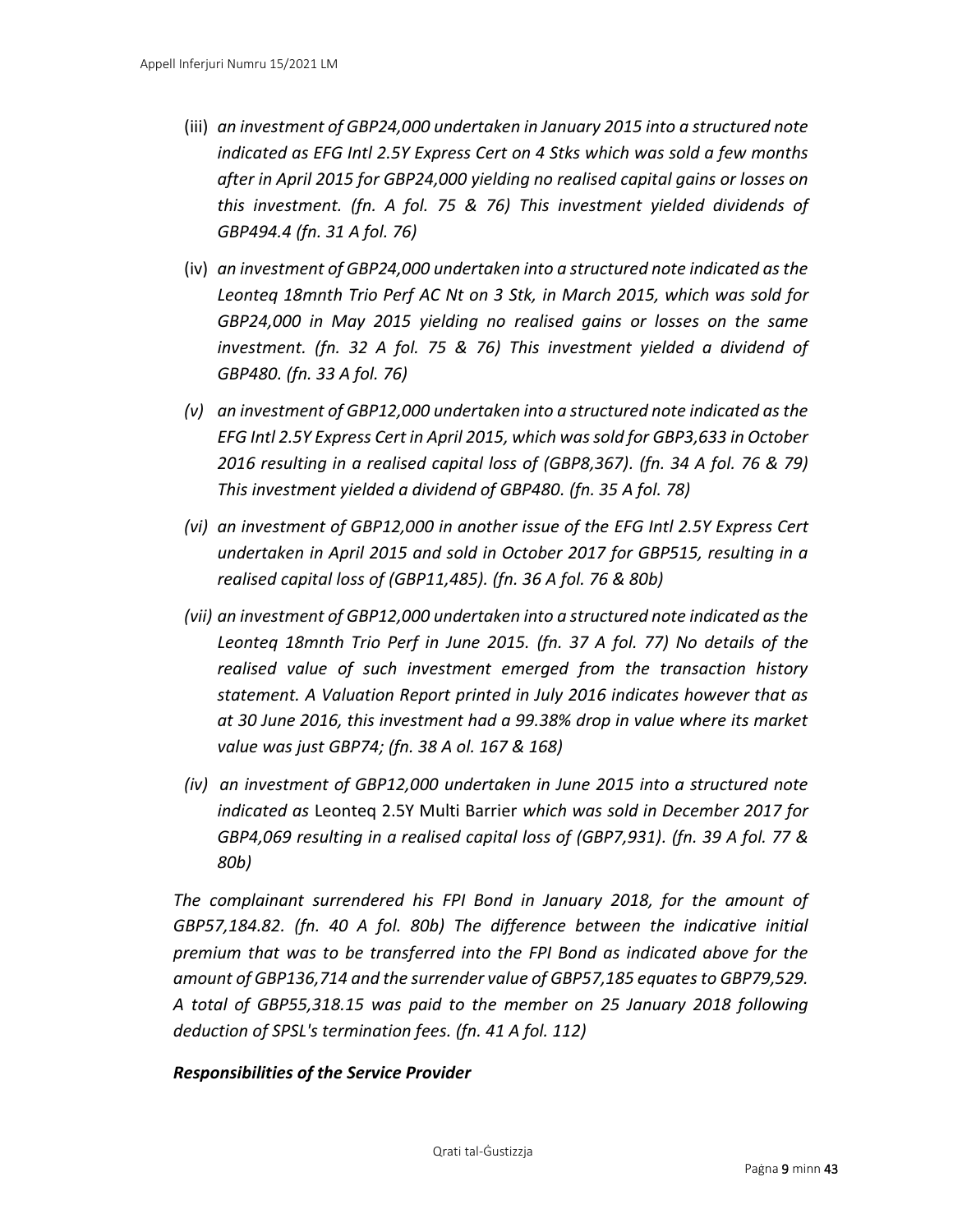(iii) *an investment of GBP24,000 undertaken in January 2015 into a structured note indicated as EFG Intl 2.5Y Express Cert on 4 Stks which was sold a few months after in April 2015 for GBP24,000 yielding no realised capital gains or losses on this investment. (fn. A fol. 75 & 76) This investment yielded dividends of GBP494.4 (fn. 31 A fol. 76)*

(iv) *an investment of GBP24,000 undertaken into a structured note indicated as the Leonteq 18mnth Trio Perf AC Nt on 3 Stk, in March 2015, which was sold for GBP24,000 in May 2015 yielding no realised gains or losses on the same investment. (fn. 32 A fol. 75 & 76) This investment yielded a dividend of GBP480. (fn. 33 A fol. 76)*

*(v) an investment of GBP12,000 undertaken into a structured note indicated as the EFG Intl 2.5Y Express Cert in April 2015, which was sold for GBP3,633 in October 2016 resulting in a realised capital loss of (GBP8,367). (fn. 34 A fol. 76 & 79) This investment yielded a dividend of GBP480. (fn. 35 A fol. 78)*

*(vi) an investment of GBP12,000 in another issue of the EFG Intl 2.5Y Express Cert undertaken in April 2015 and sold in October 2017 for GBP515, resulting in a realised capital loss of (GBP11,485). (fn. 36 A fol. 76 & 80b)*

*(vii) an investment of GBP12,000 undertaken into a structured note indicated as the Leonteq 18mnth Trio Perf in June 2015. (fn. 37 A fol. 77) No details of the realised value of such investment emerged from the transaction history statement. A Valuation Report printed in July 2016 indicates however that as at 30 June 2016, this investment had a 99.38% drop in value where its market value was just GBP74; (fn. 38 A ol. 167 & 168)*

*(iv) an investment of GBP12,000 undertaken in June 2015 into a structured note indicated as* Leonteq 2.5Y Multi Barrier *which was sold in December 2017 for GBP4,069 resulting in a realised capital loss of (GBP7,931). (fn. 39 A fol. 77 & 80b)*

*The complainant surrendered his FPI Bond in January 2018, for the amount of GBP57,184.82. (fn. 40 A fol. 80b) The difference between the indicative initial premium that was to be transferred into the FPI Bond as indicated above for the amount of GBP136,714 and the surrender value of GBP57,185 equates to GBP79,529. A total of GBP55,318.15 was paid to the member on 25 January 2018 following deduction of SPSL's termination fees. (fn. 41 A fol. 112)*

***Responsibilities of the Service Provider***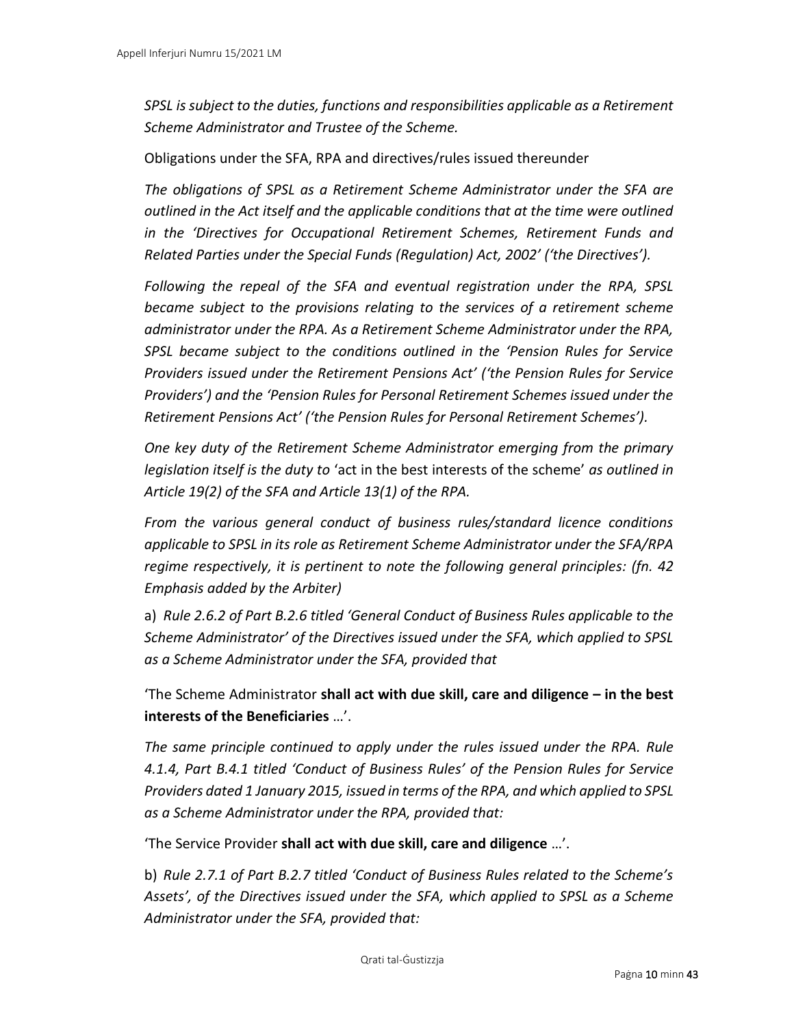*SPSL is subject to the duties, functions and responsibilities applicable as a Retirement Scheme Administrator and Trustee of the Scheme.*

Obligations under the SFA, RPA and directives/rules issued thereunder

*The obligations of SPSL as a Retirement Scheme Administrator under the SFA are outlined in the Act itself and the applicable conditions that at the time were outlined in the 'Directives for Occupational Retirement Schemes, Retirement Funds and Related Parties under the Special Funds (Regulation) Act, 2002' ('the Directives').*

*Following the repeal of the SFA and eventual registration under the RPA, SPSL became subject to the provisions relating to the services of a retirement scheme administrator under the RPA. As a Retirement Scheme Administrator under the RPA, SPSL became subject to the conditions outlined in the 'Pension Rules for Service Providers issued under the Retirement Pensions Act' ('the Pension Rules for Service Providers') and the 'Pension Rules for Personal Retirement Schemes issued under the Retirement Pensions Act' ('the Pension Rules for Personal Retirement Schemes').*

*One key duty of the Retirement Scheme Administrator emerging from the primary legislation itself is the duty to* 'act in the best interests of the scheme' *as outlined in Article 19(2) of the SFA and Article 13(1) of the RPA.*

*From the various general conduct of business rules/standard licence conditions applicable to SPSL in its role as Retirement Scheme Administrator under the SFA/RPA regime respectively, it is pertinent to note the following general principles: (fn. 42 Emphasis added by the Arbiter)*

a) *Rule 2.6.2 of Part B.2.6 titled 'General Conduct of Business Rules applicable to the Scheme Administrator' of the Directives issued under the SFA, which applied to SPSL as a Scheme Administrator under the SFA, provided that*

'The Scheme Administrator **shall act with due skill, care and diligence – in the best interests of the Beneficiaries** …'.

*The same principle continued to apply under the rules issued under the RPA. Rule 4.1.4, Part B.4.1 titled 'Conduct of Business Rules' of the Pension Rules for Service Providers dated 1 January 2015, issued in terms of the RPA, and which applied to SPSL as a Scheme Administrator under the RPA, provided that:*

'The Service Provider **shall act with due skill, care and diligence** …'.

b) *Rule 2.7.1 of Part B.2.7 titled 'Conduct of Business Rules related to the Scheme's Assets', of the Directives issued under the SFA, which applied to SPSL as a Scheme Administrator under the SFA, provided that:*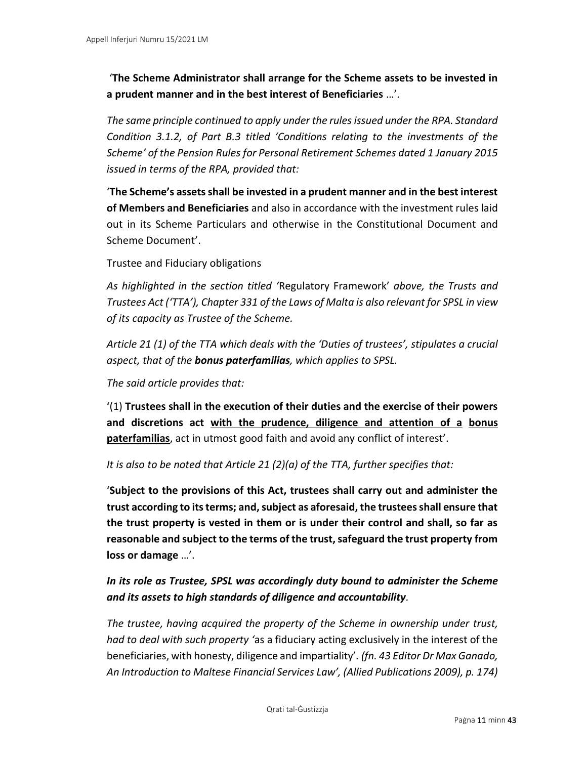'**The Scheme Administrator shall arrange for the Scheme assets to be invested in a prudent manner and in the best interest of Beneficiaries** …'.

*The same principle continued to apply under the rules issued under the RPA. Standard Condition 3.1.2, of Part B.3 titled 'Conditions relating to the investments of the Scheme' of the Pension Rules for Personal Retirement Schemes dated 1 January 2015 issued in terms of the RPA, provided that:*

'**The Scheme's assets shall be invested in a prudent manner and in the best interest of Members and Beneficiaries** and also in accordance with the investment rules laid out in its Scheme Particulars and otherwise in the Constitutional Document and Scheme Document'.

Trustee and Fiduciary obligations

*As highlighted in the section titled '*Regulatory Framework' *above, the Trusts and Trustees Act ('TTA'), Chapter 331 of the Laws of Malta is also relevant for SPSL in view of its capacity as Trustee of the Scheme.*

*Article 21 (1) of the TTA which deals with the 'Duties of trustees', stipulates a crucial aspect, that of the **bonus paterfamilias**, which applies to SPSL.*

*The said article provides that:*

'(1) **Trustees shall in the execution of their duties and the exercise of their powers and discretions act <u>with the prudence, diligence and attention of a</u> <u>bonus paterfamilias</u>**, act in utmost good faith and avoid any conflict of interest'.

*It is also to be noted that Article 21 (2)(a) of the TTA, further specifies that:*

'**Subject to the provisions of this Act, trustees shall carry out and administer the trust according to its terms; and, subject as aforesaid, the trustees shall ensure that the trust property is vested in them or is under their control and shall, so far as reasonable and subject to the terms of the trust, safeguard the trust property from loss or damage** …'.

***In its role as Trustee, SPSL was accordingly duty bound to administer the Scheme and its assets to high standards of diligence and accountability**.*

*The trustee, having acquired the property of the Scheme in ownership under trust, had to deal with such property '*as a fiduciary acting exclusively in the interest of the beneficiaries, with honesty, diligence and impartiality'. *(fn. 43 Editor Dr Max Ganado, An Introduction to Maltese Financial Services Law', (Allied Publications 2009), p. 174)*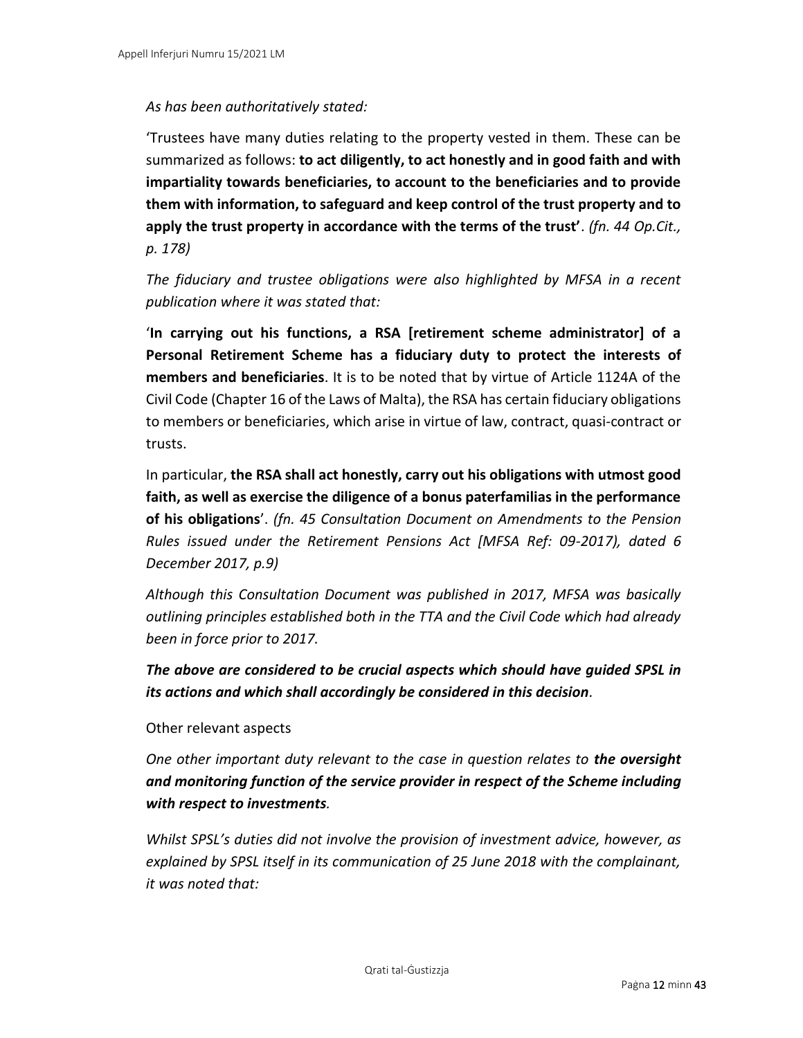*As has been authoritatively stated:*

'Trustees have many duties relating to the property vested in them. These can be summarized as follows: **to act diligently, to act honestly and in good faith and with impartiality towards beneficiaries, to account to the beneficiaries and to provide them with information, to safeguard and keep control of the trust property and to apply the trust property in accordance with the terms of the trust'**. *(fn. 44 Op.Cit., p. 178)*

*The fiduciary and trustee obligations were also highlighted by MFSA in a recent publication where it was stated that:*

'**In carrying out his functions, a RSA [retirement scheme administrator] of a Personal Retirement Scheme has a fiduciary duty to protect the interests of members and beneficiaries**. It is to be noted that by virtue of Article 1124A of the Civil Code (Chapter 16 of the Laws of Malta), the RSA has certain fiduciary obligations to members or beneficiaries, which arise in virtue of law, contract, quasi-contract or trusts.

In particular, **the RSA shall act honestly, carry out his obligations with utmost good faith, as well as exercise the diligence of a bonus paterfamilias in the performance of his obligations**'. *(fn. 45 Consultation Document on Amendments to the Pension Rules issued under the Retirement Pensions Act [MFSA Ref: 09-2017), dated 6 December 2017, p.9)*

*Although this Consultation Document was published in 2017, MFSA was basically outlining principles established both in the TTA and the Civil Code which had already been in force prior to 2017.*

***The above are considered to be crucial aspects which should have guided SPSL in its actions and which shall accordingly be considered in this decision***.

Other relevant aspects

*One other important duty relevant to the case in question relates to **the oversight and monitoring function of the service provider in respect of the Scheme including with respect to investments**.*

*Whilst SPSL's duties did not involve the provision of investment advice, however, as explained by SPSL itself in its communication of 25 June 2018 with the complainant, it was noted that:*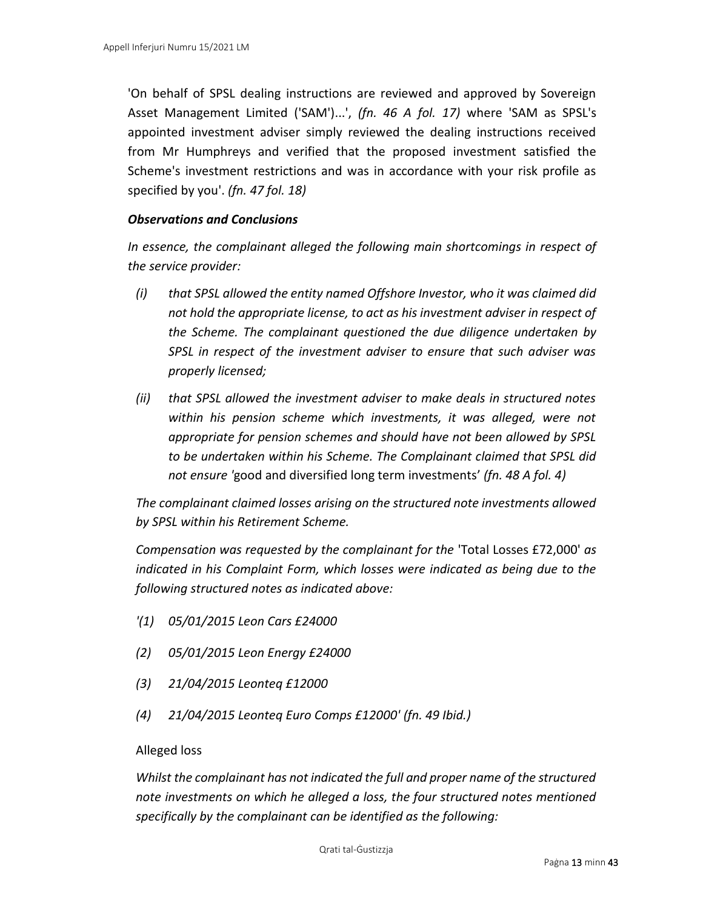'On behalf of SPSL dealing instructions are reviewed and approved by Sovereign Asset Management Limited ('SAM')...', *(fn. 46 A fol. 17)* where 'SAM as SPSL's appointed investment adviser simply reviewed the dealing instructions received from Mr Humphreys and verified that the proposed investment satisfied the Scheme's investment restrictions and was in accordance with your risk profile as specified by you'. *(fn. 47 fol. 18)*

***Observations and Conclusions***

*In essence, the complainant alleged the following main shortcomings in respect of the service provider:*

*(i) that SPSL allowed the entity named Offshore Investor, who it was claimed did not hold the appropriate license, to act as his investment adviser in respect of the Scheme. The complainant questioned the due diligence undertaken by SPSL in respect of the investment adviser to ensure that such adviser was properly licensed;*

*(ii) that SPSL allowed the investment adviser to make deals in structured notes within his pension scheme which investments, it was alleged, were not appropriate for pension schemes and should have not been allowed by SPSL to be undertaken within his Scheme. The Complainant claimed that SPSL did not ensure '*good and diversified long term investments' *(fn. 48 A fol. 4)*

*The complainant claimed losses arising on the structured note investments allowed by SPSL within his Retirement Scheme.*

*Compensation was requested by the complainant for the* 'Total Losses £72,000' *as indicated in his Complaint Form, which losses were indicated as being due to the following structured notes as indicated above:*

*'(1) 05/01/2015 Leon Cars £24000*

*(2) 05/01/2015 Leon Energy £24000*

*(3) 21/04/2015 Leonteq £12000*

*(4) 21/04/2015 Leonteq Euro Comps £12000' (fn. 49 Ibid.)*

Alleged loss

*Whilst the complainant has not indicated the full and proper name of the structured note investments on which he alleged a loss, the four structured notes mentioned specifically by the complainant can be identified as the following:*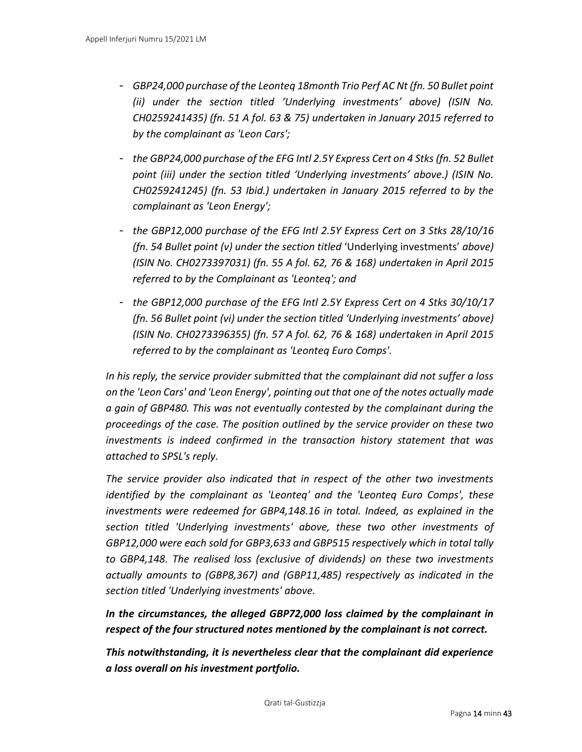- *GBP24,000 purchase of the Leonteq 18month Trio Perf AC Nt (fn. 50 Bullet point (ii) under the section titled 'Underlying investments' above) (ISIN No. CH0259241435) (fn. 51 A fol. 63 & 75) undertaken in January 2015 referred to by the complainant as 'Leon Cars';*
- *the GBP24,000 purchase of the EFG Intl 2.5Y Express Cert on 4 Stks (fn. 52 Bullet point (iii) under the section titled 'Underlying investments' above.) (ISIN No. CH0259241245) (fn. 53 Ibid.) undertaken in January 2015 referred to by the complainant as 'Leon Energy';*
- *the GBP12,000 purchase of the EFG Intl 2.5Y Express Cert on 3 Stks 28/10/16 (fn. 54 Bullet point (v) under the section titled* 'Underlying investments' *above) (ISIN No. CH0273397031) (fn. 55 A fol. 62, 76 & 168) undertaken in April 2015 referred to by the Complainant as 'Leonteq'; and*
- *the GBP12,000 purchase of the EFG Intl 2.5Y Express Cert on 4 Stks 30/10/17 (fn. 56 Bullet point (vi) under the section titled 'Underlying investments' above) (ISIN No. CH0273396355) (fn. 57 A fol. 62, 76 & 168) undertaken in April 2015 referred to by the complainant as 'Leonteq Euro Comps'.*

*In his reply, the service provider submitted that the complainant did not suffer a loss on the 'Leon Cars' and 'Leon Energy', pointing out that one of the notes actually made a gain of GBP480. This was not eventually contested by the complainant during the proceedings of the case. The position outlined by the service provider on these two investments is indeed confirmed in the transaction history statement that was attached to SPSL's reply.*

*The service provider also indicated that in respect of the other two investments identified by the complainant as 'Leonteq' and the 'Leonteq Euro Comps', these investments were redeemed for GBP4,148.16 in total. Indeed, as explained in the section titled 'Underlying investments' above, these two other investments of GBP12,000 were each sold for GBP3,633 and GBP515 respectively which in total tally to GBP4,148. The realised loss (exclusive of dividends) on these two investments actually amounts to (GBP8,367) and (GBP11,485) respectively as indicated in the section titled 'Underlying investments' above.*

***In the circumstances, the alleged GBP72,000 loss claimed by the complainant in respect of the four structured notes mentioned by the complainant is not correct.***

***This notwithstanding, it is nevertheless clear that the complainant did experience a loss overall on his investment portfolio.***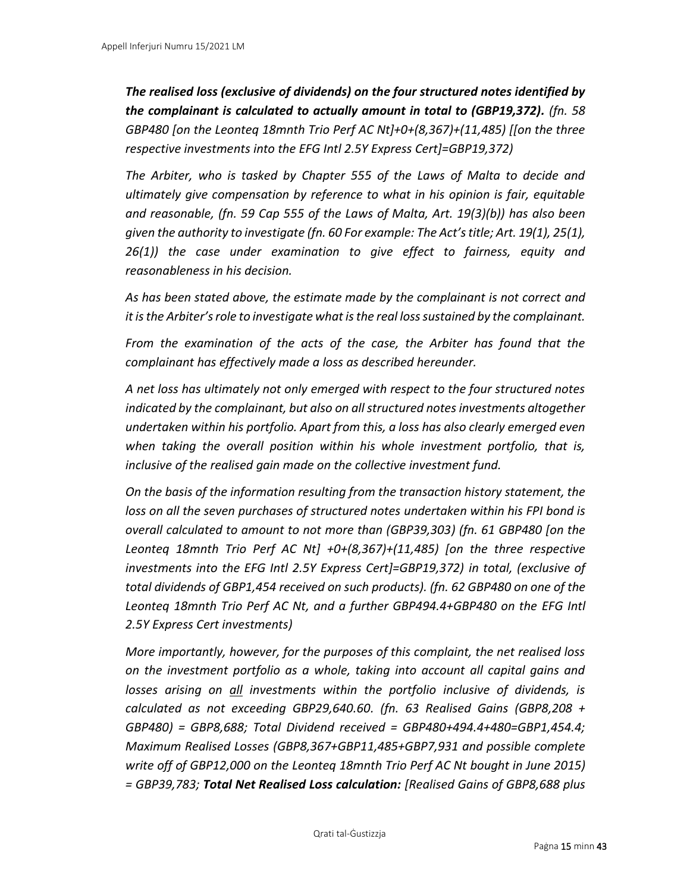***The realised loss (exclusive of dividends) on the four structured notes identified by the complainant is calculated to actually amount in total to (GBP19,372).*** *(fn. 58 GBP480 [on the Leonteq 18mnth Trio Perf AC Nt]+0+(8,367)+(11,485) [[on the three respective investments into the EFG Intl 2.5Y Express Cert]=GBP19,372)*

*The Arbiter, who is tasked by Chapter 555 of the Laws of Malta to decide and ultimately give compensation by reference to what in his opinion is fair, equitable and reasonable, (fn. 59 Cap 555 of the Laws of Malta, Art. 19(3)(b)) has also been given the authority to investigate (fn. 60 For example: The Act's title; Art. 19(1), 25(1), 26(1)) the case under examination to give effect to fairness, equity and reasonableness in his decision.*

*As has been stated above, the estimate made by the complainant is not correct and it is the Arbiter's role to investigate what is the real loss sustained by the complainant.*

*From the examination of the acts of the case, the Arbiter has found that the complainant has effectively made a loss as described hereunder.*

*A net loss has ultimately not only emerged with respect to the four structured notes indicated by the complainant, but also on all structured notes investments altogether undertaken within his portfolio. Apart from this, a loss has also clearly emerged even when taking the overall position within his whole investment portfolio, that is, inclusive of the realised gain made on the collective investment fund.*

*On the basis of the information resulting from the transaction history statement, the loss on all the seven purchases of structured notes undertaken within his FPI bond is overall calculated to amount to not more than (GBP39,303) (fn. 61 GBP480 [on the Leonteq 18mnth Trio Perf AC Nt] +0+(8,367)+(11,485) [on the three respective investments into the EFG Intl 2.5Y Express Cert]=GBP19,372) in total, (exclusive of total dividends of GBP1,454 received on such products). (fn. 62 GBP480 on one of the Leonteq 18mnth Trio Perf AC Nt, and a further GBP494.4+GBP480 on the EFG Intl 2.5Y Express Cert investments)*

*More importantly, however, for the purposes of this complaint, the net realised loss on the investment portfolio as a whole, taking into account all capital gains and losses arising on <u>all</u> investments within the portfolio inclusive of dividends, is calculated as not exceeding GBP29,640.60. (fn. 63 Realised Gains (GBP8,208 + GBP480) = GBP8,688; Total Dividend received = GBP480+494.4+480=GBP1,454.4; Maximum Realised Losses (GBP8,367+GBP11,485+GBP7,931 and possible complete write off of GBP12,000 on the Leonteq 18mnth Trio Perf AC Nt bought in June 2015) = GBP39,783;* ***Total Net Realised Loss calculation:*** *[Realised Gains of GBP8,688 plus*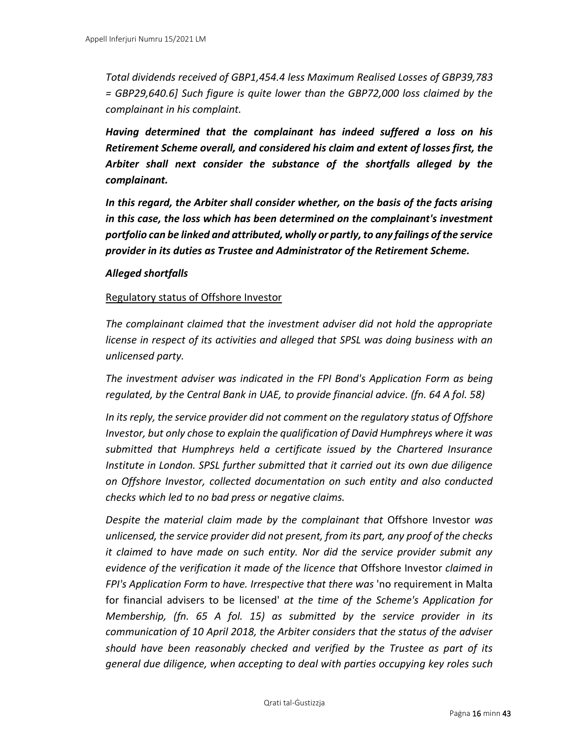*Total dividends received of GBP1,454.4 less Maximum Realised Losses of GBP39,783 = GBP29,640.6] Such figure is quite lower than the GBP72,000 loss claimed by the complainant in his complaint.*

***Having determined that the complainant has indeed suffered a loss on his Retirement Scheme overall, and considered his claim and extent of losses first, the Arbiter shall next consider the substance of the shortfalls alleged by the complainant.***

***In this regard, the Arbiter shall consider whether, on the basis of the facts arising in this case, the loss which has been determined on the complainant's investment portfolio can be linked and attributed, wholly or partly, to any failings of the service provider in its duties as Trustee and Administrator of the Retirement Scheme.***

***Alleged shortfalls***

<u>Regulatory status of Offshore Investor</u>

*The complainant claimed that the investment adviser did not hold the appropriate license in respect of its activities and alleged that SPSL was doing business with an unlicensed party.*

*The investment adviser was indicated in the FPI Bond's Application Form as being regulated, by the Central Bank in UAE, to provide financial advice. (fn. 64 A fol. 58)*

*In its reply, the service provider did not comment on the regulatory status of Offshore Investor, but only chose to explain the qualification of David Humphreys where it was submitted that Humphreys held a certificate issued by the Chartered Insurance Institute in London. SPSL further submitted that it carried out its own due diligence on Offshore Investor, collected documentation on such entity and also conducted checks which led to no bad press or negative claims.*

*Despite the material claim made by the complainant that* Offshore Investor *was unlicensed, the service provider did not present, from its part, any proof of the checks it claimed to have made on such entity. Nor did the service provider submit any evidence of the verification it made of the licence that* Offshore Investor *claimed in FPI's Application Form to have. Irrespective that there was* 'no requirement in Malta for financial advisers to be licensed' *at the time of the Scheme's Application for Membership, (fn. 65 A fol. 15) as submitted by the service provider in its communication of 10 April 2018, the Arbiter considers that the status of the adviser should have been reasonably checked and verified by the Trustee as part of its general due diligence, when accepting to deal with parties occupying key roles such*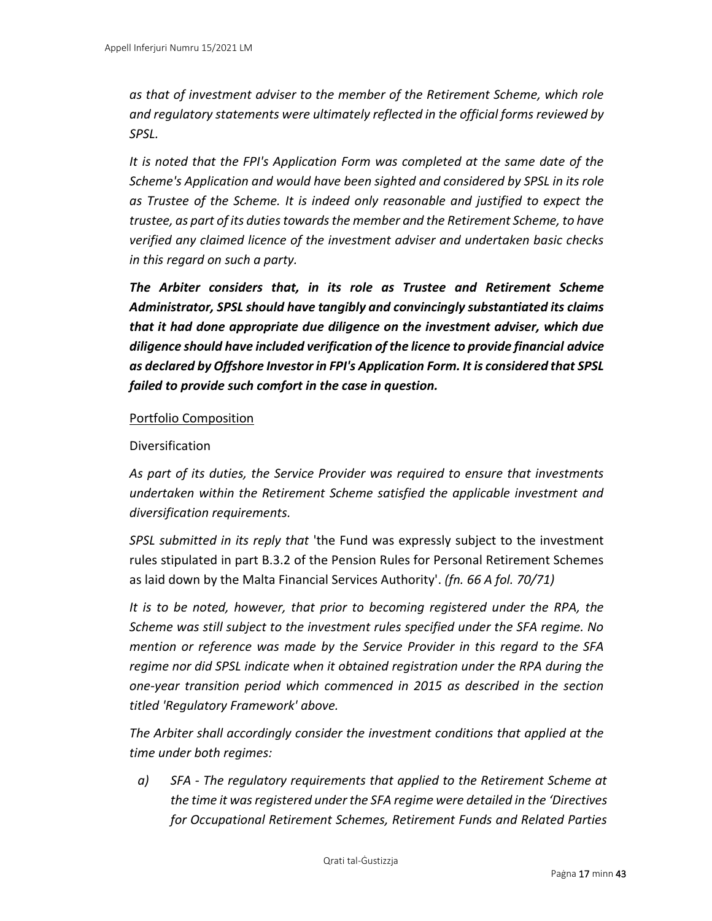*as that of investment adviser to the member of the Retirement Scheme, which role and regulatory statements were ultimately reflected in the official forms reviewed by SPSL.*

*It is noted that the FPI's Application Form was completed at the same date of the Scheme's Application and would have been sighted and considered by SPSL in its role as Trustee of the Scheme. It is indeed only reasonable and justified to expect the trustee, as part of its duties towards the member and the Retirement Scheme, to have verified any claimed licence of the investment adviser and undertaken basic checks in this regard on such a party.*

***The Arbiter considers that, in its role as Trustee and Retirement Scheme Administrator, SPSL should have tangibly and convincingly substantiated its claims that it had done appropriate due diligence on the investment adviser, which due diligence should have included verification of the licence to provide financial advice as declared by Offshore Investor in FPI's Application Form. It is considered that SPSL failed to provide such comfort in the case in question.***

Portfolio Composition

Diversification

*As part of its duties, the Service Provider was required to ensure that investments undertaken within the Retirement Scheme satisfied the applicable investment and diversification requirements.*

*SPSL submitted in its reply that* 'the Fund was expressly subject to the investment rules stipulated in part B.3.2 of the Pension Rules for Personal Retirement Schemes as laid down by the Malta Financial Services Authority'. *(fn. 66 A fol. 70/71)*

*It is to be noted, however, that prior to becoming registered under the RPA, the Scheme was still subject to the investment rules specified under the SFA regime. No mention or reference was made by the Service Provider in this regard to the SFA regime nor did SPSL indicate when it obtained registration under the RPA during the one-year transition period which commenced in 2015 as described in the section titled 'Regulatory Framework' above.*

*The Arbiter shall accordingly consider the investment conditions that applied at the time under both regimes:*

a) *SFA - The regulatory requirements that applied to the Retirement Scheme at the time it was registered under the SFA regime were detailed in the 'Directives for Occupational Retirement Schemes, Retirement Funds and Related Parties*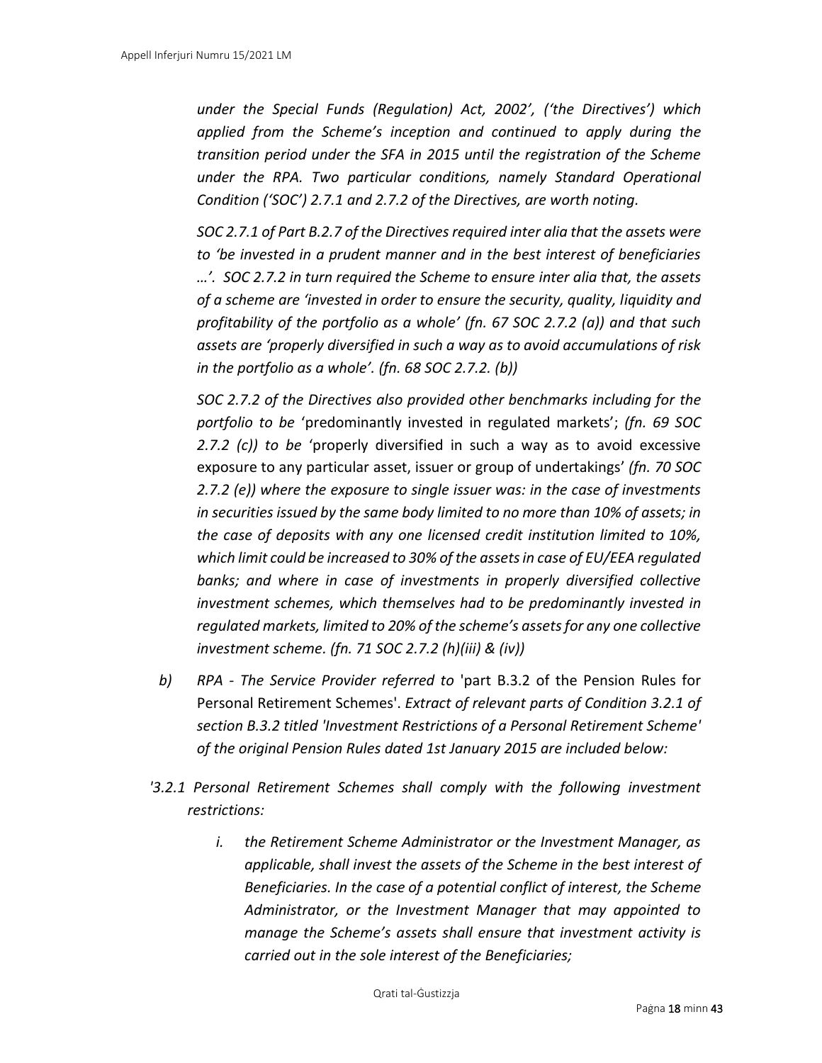*under the Special Funds (Regulation) Act, 2002', ('the Directives') which applied from the Scheme's inception and continued to apply during the transition period under the SFA in 2015 until the registration of the Scheme under the RPA. Two particular conditions, namely Standard Operational Condition ('SOC') 2.7.1 and 2.7.2 of the Directives, are worth noting.*

*SOC 2.7.1 of Part B.2.7 of the Directives required inter alia that the assets were to 'be invested in a prudent manner and in the best interest of beneficiaries …'. SOC 2.7.2 in turn required the Scheme to ensure inter alia that, the assets of a scheme are 'invested in order to ensure the security, quality, liquidity and profitability of the portfolio as a whole' (fn. 67 SOC 2.7.2 (a)) and that such assets are 'properly diversified in such a way as to avoid accumulations of risk in the portfolio as a whole'. (fn. 68 SOC 2.7.2. (b))*

*SOC 2.7.2 of the Directives also provided other benchmarks including for the portfolio to be* 'predominantly invested in regulated markets'; *(fn. 69 SOC 2.7.2 (c)) to be* 'properly diversified in such a way as to avoid excessive exposure to any particular asset, issuer or group of undertakings' *(fn. 70 SOC 2.7.2 (e)) where the exposure to single issuer was: in the case of investments in securities issued by the same body limited to no more than 10% of assets; in the case of deposits with any one licensed credit institution limited to 10%, which limit could be increased to 30% of the assets in case of EU/EEA regulated banks; and where in case of investments in properly diversified collective investment schemes, which themselves had to be predominantly invested in regulated markets, limited to 20% of the scheme's assets for any one collective investment scheme. (fn. 71 SOC 2.7.2 (h)(iii) & (iv))*

b) *RPA - The Service Provider referred to* 'part B.3.2 of the Pension Rules for Personal Retirement Schemes'. *Extract of relevant parts of Condition 3.2.1 of section B.3.2 titled 'Investment Restrictions of a Personal Retirement Scheme' of the original Pension Rules dated 1st January 2015 are included below:*

*'3.2.1 Personal Retirement Schemes shall comply with the following investment restrictions:*

> i. *the Retirement Scheme Administrator or the Investment Manager, as applicable, shall invest the assets of the Scheme in the best interest of Beneficiaries. In the case of a potential conflict of interest, the Scheme Administrator, or the Investment Manager that may appointed to manage the Scheme's assets shall ensure that investment activity is carried out in the sole interest of the Beneficiaries;*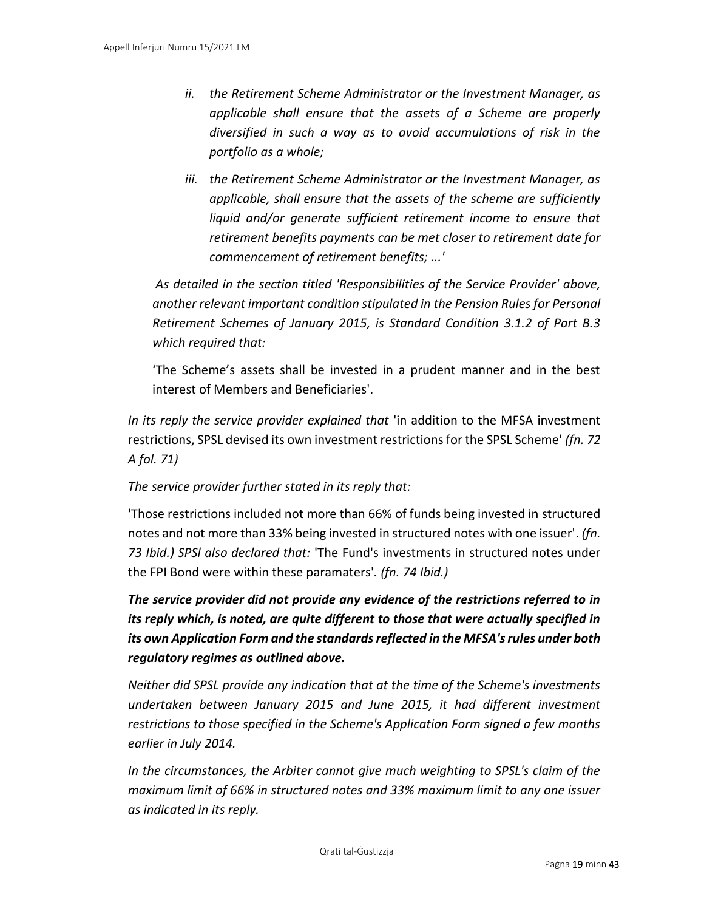*ii. the Retirement Scheme Administrator or the Investment Manager, as applicable shall ensure that the assets of a Scheme are properly diversified in such a way as to avoid accumulations of risk in the portfolio as a whole;*

*iii. the Retirement Scheme Administrator or the Investment Manager, as applicable, shall ensure that the assets of the scheme are sufficiently liquid and/or generate sufficient retirement income to ensure that retirement benefits payments can be met closer to retirement date for commencement of retirement benefits; ...'*

*As detailed in the section titled 'Responsibilities of the Service Provider' above, another relevant important condition stipulated in the Pension Rules for Personal Retirement Schemes of January 2015, is Standard Condition 3.1.2 of Part B.3 which required that:*

'The Scheme's assets shall be invested in a prudent manner and in the best interest of Members and Beneficiaries'.

*In its reply the service provider explained that* 'in addition to the MFSA investment restrictions, SPSL devised its own investment restrictions for the SPSL Scheme' *(fn. 72 A fol. 71)*

*The service provider further stated in its reply that:*

'Those restrictions included not more than 66% of funds being invested in structured notes and not more than 33% being invested in structured notes with one issuer'. *(fn. 73 Ibid.) SPSl also declared that:* 'The Fund's investments in structured notes under the FPI Bond were within these paramaters'. *(fn. 74 Ibid.)*

***The service provider did not provide any evidence of the restrictions referred to in its reply which, is noted, are quite different to those that were actually specified in its own Application Form and the standards reflected in the MFSA's rules under both regulatory regimes as outlined above.***

*Neither did SPSL provide any indication that at the time of the Scheme's investments undertaken between January 2015 and June 2015, it had different investment restrictions to those specified in the Scheme's Application Form signed a few months earlier in July 2014.*

*In the circumstances, the Arbiter cannot give much weighting to SPSL's claim of the maximum limit of 66% in structured notes and 33% maximum limit to any one issuer as indicated in its reply.*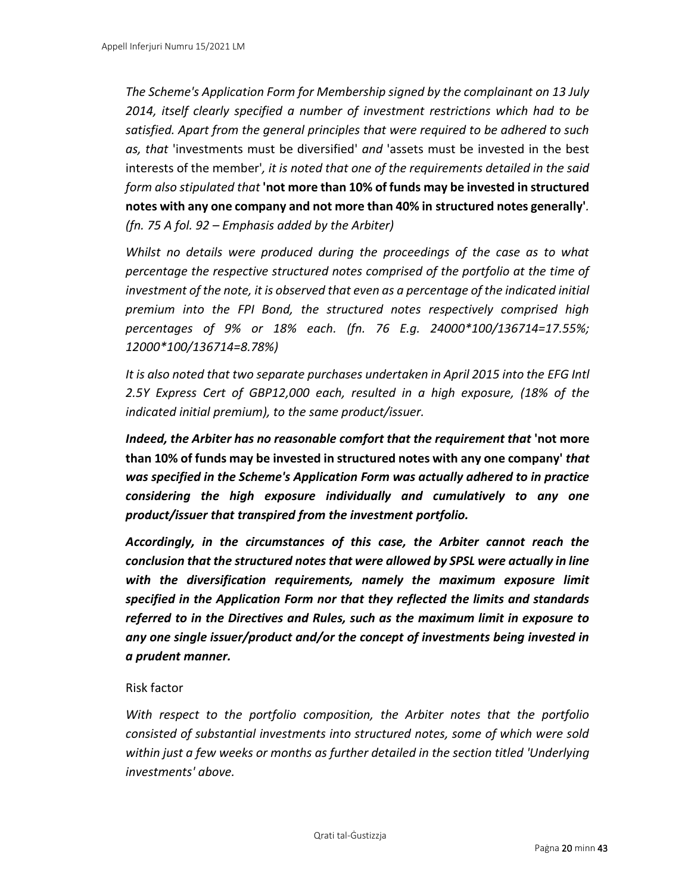*The Scheme's Application Form for Membership signed by the complainant on 13 July 2014, itself clearly specified a number of investment restrictions which had to be satisfied. Apart from the general principles that were required to be adhered to such as, that* 'investments must be diversified' *and* 'assets must be invested in the best interests of the member'*, it is noted that one of the requirements detailed in the said form also stipulated that* **'not more than 10% of funds may be invested in structured notes with any one company and not more than 40% in structured notes generally'**. *(fn. 75 A fol. 92 – Emphasis added by the Arbiter)*

*Whilst no details were produced during the proceedings of the case as to what percentage the respective structured notes comprised of the portfolio at the time of investment of the note, it is observed that even as a percentage of the indicated initial premium into the FPI Bond, the structured notes respectively comprised high percentages of 9% or 18% each. (fn. 76 E.g. 24000\*100/136714=17.55%; 12000\*100/136714=8.78%)*

*It is also noted that two separate purchases undertaken in April 2015 into the EFG Intl 2.5Y Express Cert of GBP12,000 each, resulted in a high exposure, (18% of the indicated initial premium), to the same product/issuer.*

***Indeed, the Arbiter has no reasonable comfort that the requirement that* 'not more than 10% of funds may be invested in structured notes with any one company' *that was specified in the Scheme's Application Form was actually adhered to in practice considering the high exposure individually and cumulatively to any one product/issuer that transpired from the investment portfolio.***

***Accordingly, in the circumstances of this case, the Arbiter cannot reach the conclusion that the structured notes that were allowed by SPSL were actually in line with the diversification requirements, namely the maximum exposure limit specified in the Application Form nor that they reflected the limits and standards referred to in the Directives and Rules, such as the maximum limit in exposure to any one single issuer/product and/or the concept of investments being invested in a prudent manner.***

Risk factor

*With respect to the portfolio composition, the Arbiter notes that the portfolio consisted of substantial investments into structured notes, some of which were sold within just a few weeks or months as further detailed in the section titled 'Underlying investments' above.*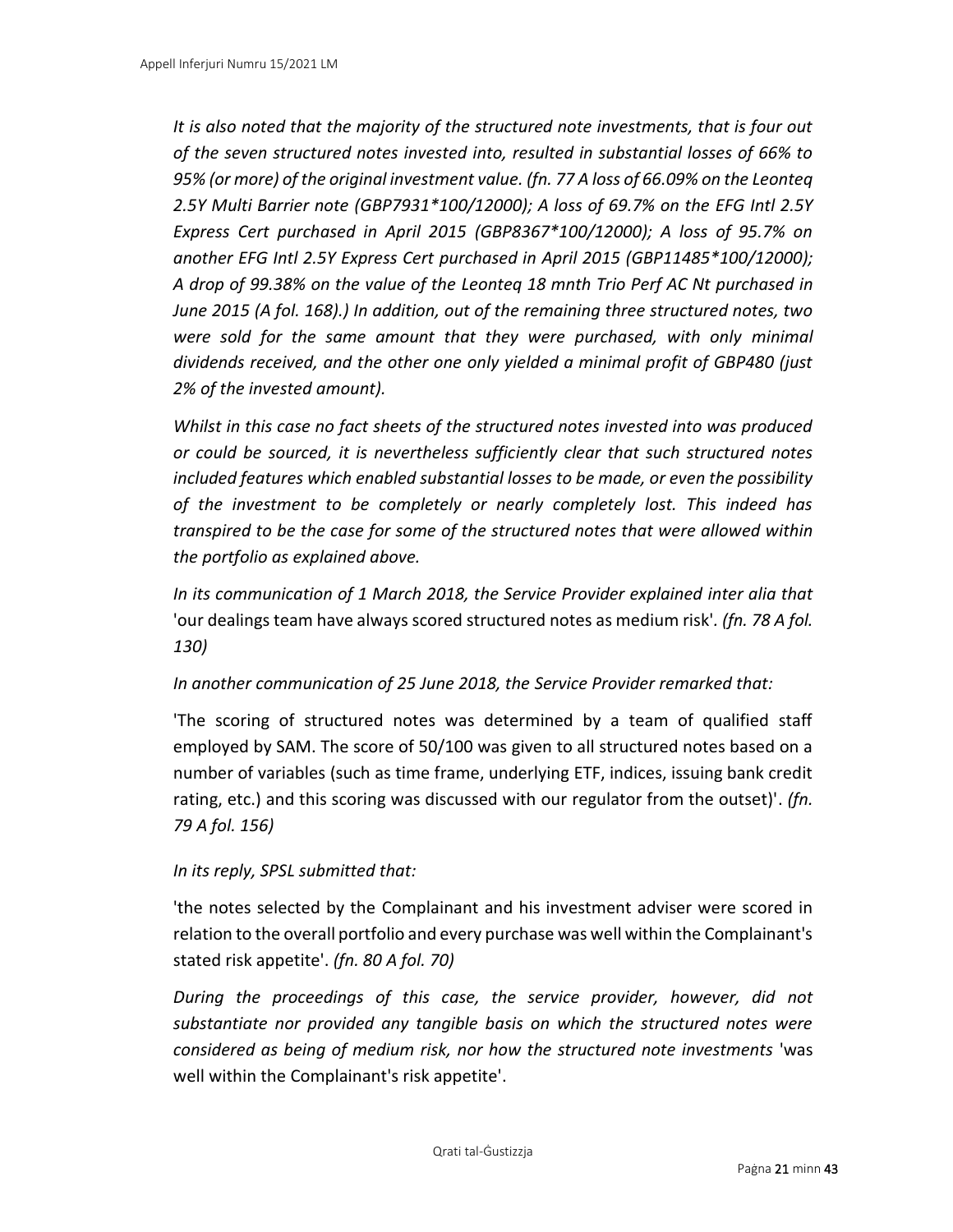*It is also noted that the majority of the structured note investments, that is four out of the seven structured notes invested into, resulted in substantial losses of 66% to 95% (or more) of the original investment value. (fn. 77 A loss of 66.09% on the Leonteq 2.5Y Multi Barrier note (GBP7931*100/12000); A loss of 69.7% on the EFG Intl 2.5Y Express Cert purchased in April 2015 (GBP8367*100/12000); A loss of 95.7% on another EFG Intl 2.5Y Express Cert purchased in April 2015 (GBP11485*100/12000); A drop of 99.38% on the value of the Leonteq 18 mnth Trio Perf AC Nt purchased in June 2015 (A fol. 168).) In addition, out of the remaining three structured notes, two were sold for the same amount that they were purchased, with only minimal dividends received, and the other one only yielded a minimal profit of GBP480 (just 2% of the invested amount).*

*Whilst in this case no fact sheets of the structured notes invested into was produced or could be sourced, it is nevertheless sufficiently clear that such structured notes included features which enabled substantial losses to be made, or even the possibility of the investment to be completely or nearly completely lost. This indeed has transpired to be the case for some of the structured notes that were allowed within the portfolio as explained above.*

*In its communication of 1 March 2018, the Service Provider explained inter alia that* 'our dealings team have always scored structured notes as medium risk'. *(fn. 78 A fol. 130)*

*In another communication of 25 June 2018, the Service Provider remarked that:*

'The scoring of structured notes was determined by a team of qualified staff employed by SAM. The score of 50/100 was given to all structured notes based on a number of variables (such as time frame, underlying ETF, indices, issuing bank credit rating, etc.) and this scoring was discussed with our regulator from the outset)'. *(fn. 79 A fol. 156)*

*In its reply, SPSL submitted that:*

'the notes selected by the Complainant and his investment adviser were scored in relation to the overall portfolio and every purchase was well within the Complainant's stated risk appetite'. *(fn. 80 A fol. 70)*

*During the proceedings of this case, the service provider, however, did not substantiate nor provided any tangible basis on which the structured notes were considered as being of medium risk, nor how the structured note investments* 'was well within the Complainant's risk appetite'.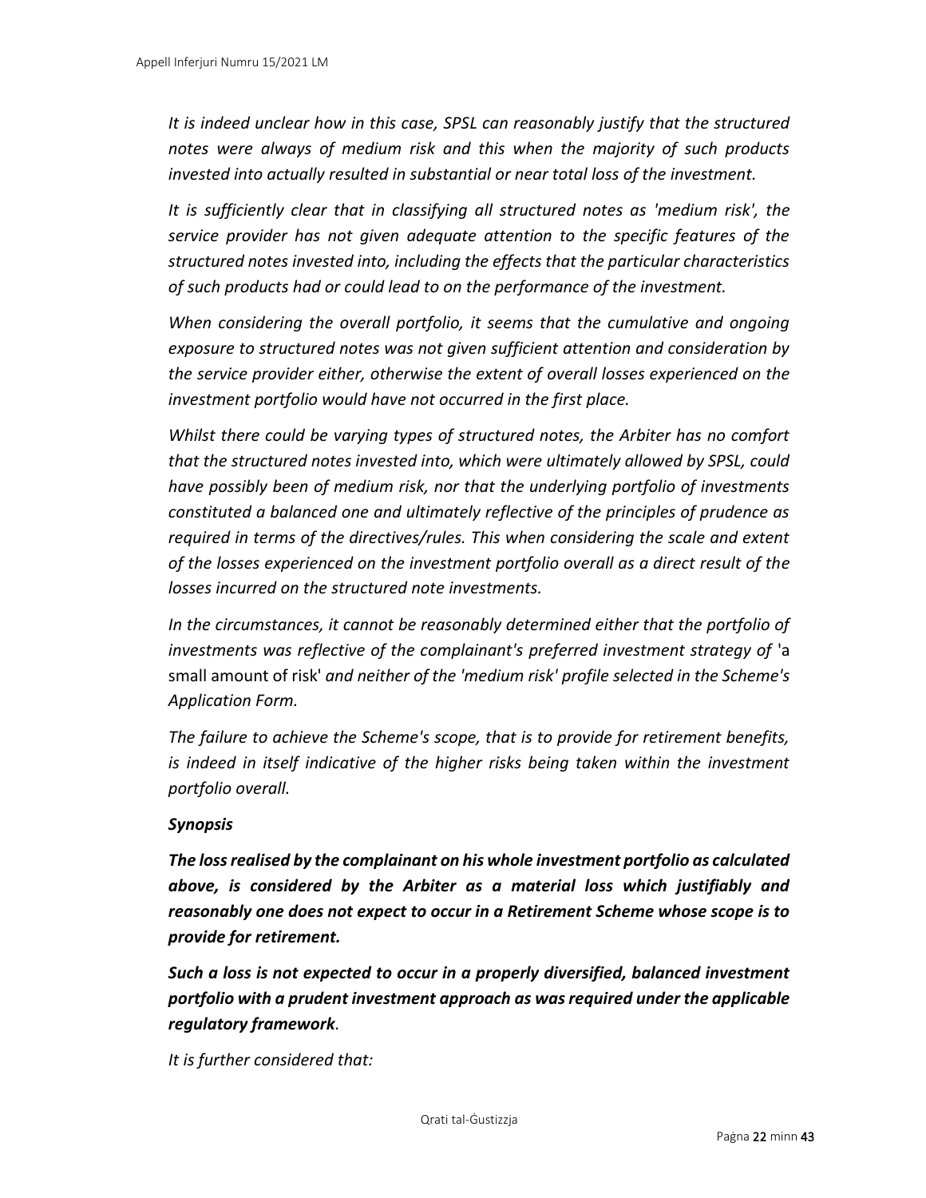*It is indeed unclear how in this case, SPSL can reasonably justify that the structured notes were always of medium risk and this when the majority of such products invested into actually resulted in substantial or near total loss of the investment.*

*It is sufficiently clear that in classifying all structured notes as 'medium risk', the service provider has not given adequate attention to the specific features of the structured notes invested into, including the effects that the particular characteristics of such products had or could lead to on the performance of the investment.*

*When considering the overall portfolio, it seems that the cumulative and ongoing exposure to structured notes was not given sufficient attention and consideration by the service provider either, otherwise the extent of overall losses experienced on the investment portfolio would have not occurred in the first place.*

*Whilst there could be varying types of structured notes, the Arbiter has no comfort that the structured notes invested into, which were ultimately allowed by SPSL, could have possibly been of medium risk, nor that the underlying portfolio of investments constituted a balanced one and ultimately reflective of the principles of prudence as required in terms of the directives/rules. This when considering the scale and extent of the losses experienced on the investment portfolio overall as a direct result of the losses incurred on the structured note investments.*

*In the circumstances, it cannot be reasonably determined either that the portfolio of investments was reflective of the complainant's preferred investment strategy of* 'a small amount of risk' *and neither of the 'medium risk' profile selected in the Scheme's Application Form.*

*The failure to achieve the Scheme's scope, that is to provide for retirement benefits, is indeed in itself indicative of the higher risks being taken within the investment portfolio overall.*

***Synopsis***

***The loss realised by the complainant on his whole investment portfolio as calculated above, is considered by the Arbiter as a material loss which justifiably and reasonably one does not expect to occur in a Retirement Scheme whose scope is to provide for retirement.***

***Such a loss is not expected to occur in a properly diversified, balanced investment portfolio with a prudent investment approach as was required under the applicable regulatory framework**.*

*It is further considered that:*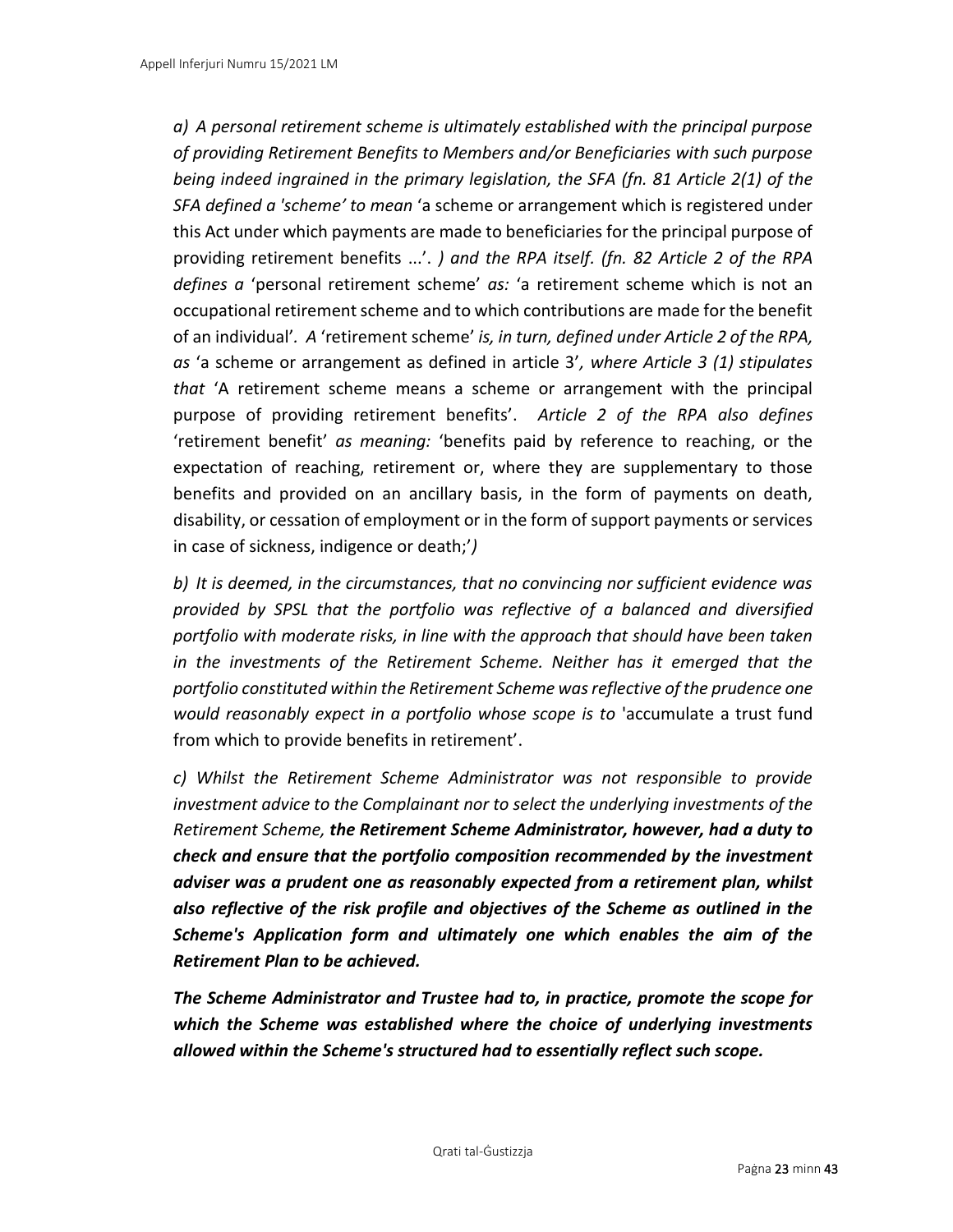*a) A personal retirement scheme is ultimately established with the principal purpose of providing Retirement Benefits to Members and/or Beneficiaries with such purpose being indeed ingrained in the primary legislation, the SFA (fn. 81 Article 2(1) of the SFA defined a 'scheme' to mean* 'a scheme or arrangement which is registered under this Act under which payments are made to beneficiaries for the principal purpose of providing retirement benefits ...'. *) and the RPA itself. (fn. 82 Article 2 of the RPA defines a* 'personal retirement scheme' *as:* 'a retirement scheme which is not an occupational retirement scheme and to which contributions are made for the benefit of an individual'. *A* 'retirement scheme' *is, in turn, defined under Article 2 of the RPA, as* 'a scheme or arrangement as defined in article 3'*, where Article 3 (1) stipulates that* 'A retirement scheme means a scheme or arrangement with the principal purpose of providing retirement benefits'. *Article 2 of the RPA also defines* 'retirement benefit' *as meaning:* 'benefits paid by reference to reaching, or the expectation of reaching, retirement or, where they are supplementary to those benefits and provided on an ancillary basis, in the form of payments on death, disability, or cessation of employment or in the form of support payments or services in case of sickness, indigence or death;'*)*

*b) It is deemed, in the circumstances, that no convincing nor sufficient evidence was provided by SPSL that the portfolio was reflective of a balanced and diversified portfolio with moderate risks, in line with the approach that should have been taken in the investments of the Retirement Scheme. Neither has it emerged that the portfolio constituted within the Retirement Scheme was reflective of the prudence one would reasonably expect in a portfolio whose scope is to* 'accumulate a trust fund from which to provide benefits in retirement'.

*c) Whilst the Retirement Scheme Administrator was not responsible to provide investment advice to the Complainant nor to select the underlying investments of the Retirement Scheme,* ***the Retirement Scheme Administrator, however, had a duty to check and ensure that the portfolio composition recommended by the investment adviser was a prudent one as reasonably expected from a retirement plan, whilst also reflective of the risk profile and objectives of the Scheme as outlined in the Scheme's Application form and ultimately one which enables the aim of the Retirement Plan to be achieved.***

***The Scheme Administrator and Trustee had to, in practice, promote the scope for which the Scheme was established where the choice of underlying investments allowed within the Scheme's structured had to essentially reflect such scope.***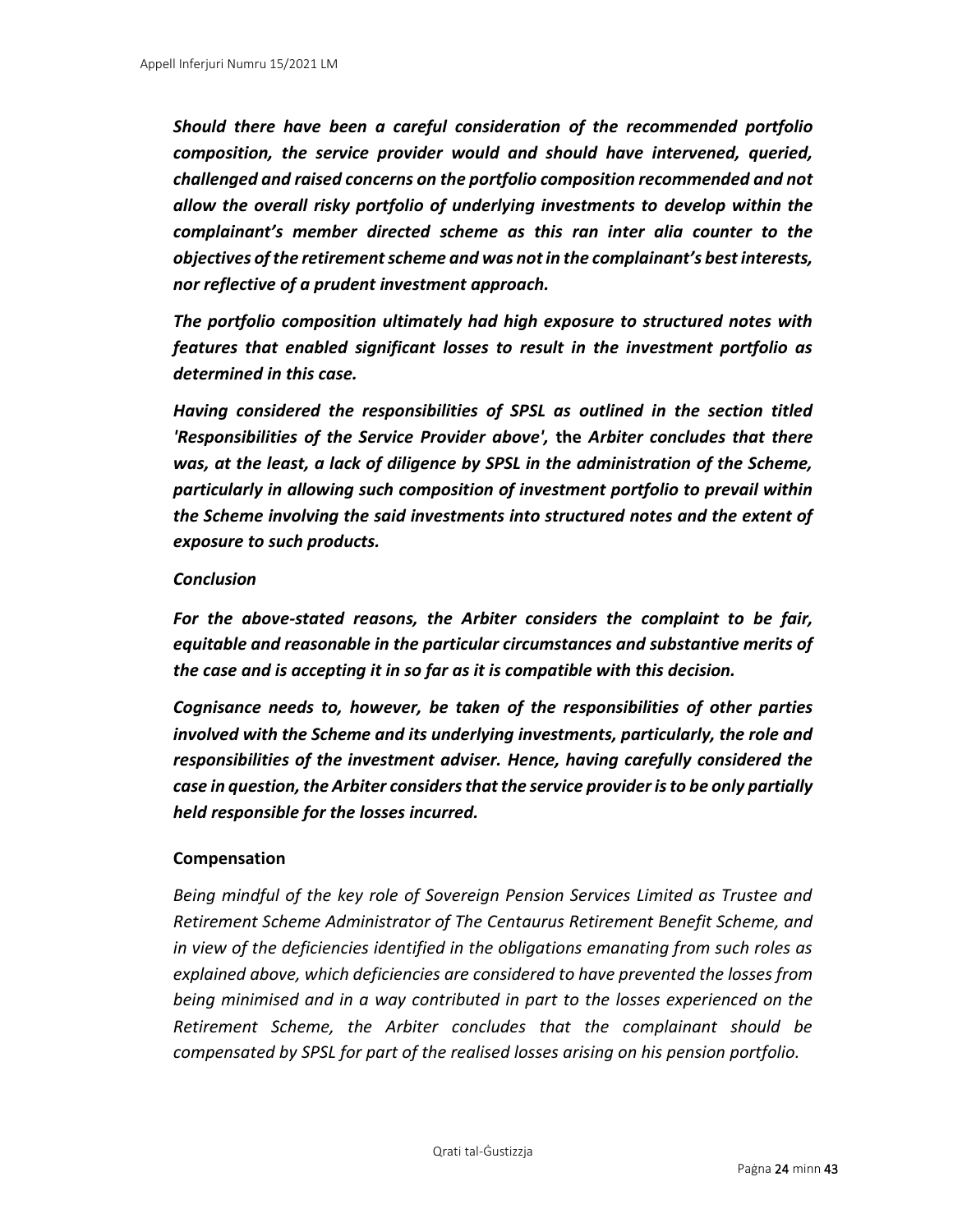***Should there have been a careful consideration of the recommended portfolio composition, the service provider would and should have intervened, queried, challenged and raised concerns on the portfolio composition recommended and not allow the overall risky portfolio of underlying investments to develop within the complainant's member directed scheme as this ran inter alia counter to the objectives of the retirement scheme and was not in the complainant's best interests, nor reflective of a prudent investment approach.***

***The portfolio composition ultimately had high exposure to structured notes with features that enabled significant losses to result in the investment portfolio as determined in this case.***

***Having considered the responsibilities of SPSL as outlined in the section titled 'Responsibilities of the Service Provider above',* the *Arbiter concludes that there was, at the least, a lack of diligence by SPSL in the administration of the Scheme, particularly in allowing such composition of investment portfolio to prevail within the Scheme involving the said investments into structured notes and the extent of exposure to such products.***

***Conclusion***

***For the above-stated reasons, the Arbiter considers the complaint to be fair, equitable and reasonable in the particular circumstances and substantive merits of the case and is accepting it in so far as it is compatible with this decision.***

***Cognisance needs to, however, be taken of the responsibilities of other parties involved with the Scheme and its underlying investments, particularly, the role and responsibilities of the investment adviser. Hence, having carefully considered the case in question, the Arbiter considers that the service provider is to be only partially held responsible for the losses incurred.***

**Compensation**

*Being mindful of the key role of Sovereign Pension Services Limited as Trustee and Retirement Scheme Administrator of The Centaurus Retirement Benefit Scheme, and in view of the deficiencies identified in the obligations emanating from such roles as explained above, which deficiencies are considered to have prevented the losses from being minimised and in a way contributed in part to the losses experienced on the Retirement Scheme, the Arbiter concludes that the complainant should be compensated by SPSL for part of the realised losses arising on his pension portfolio.*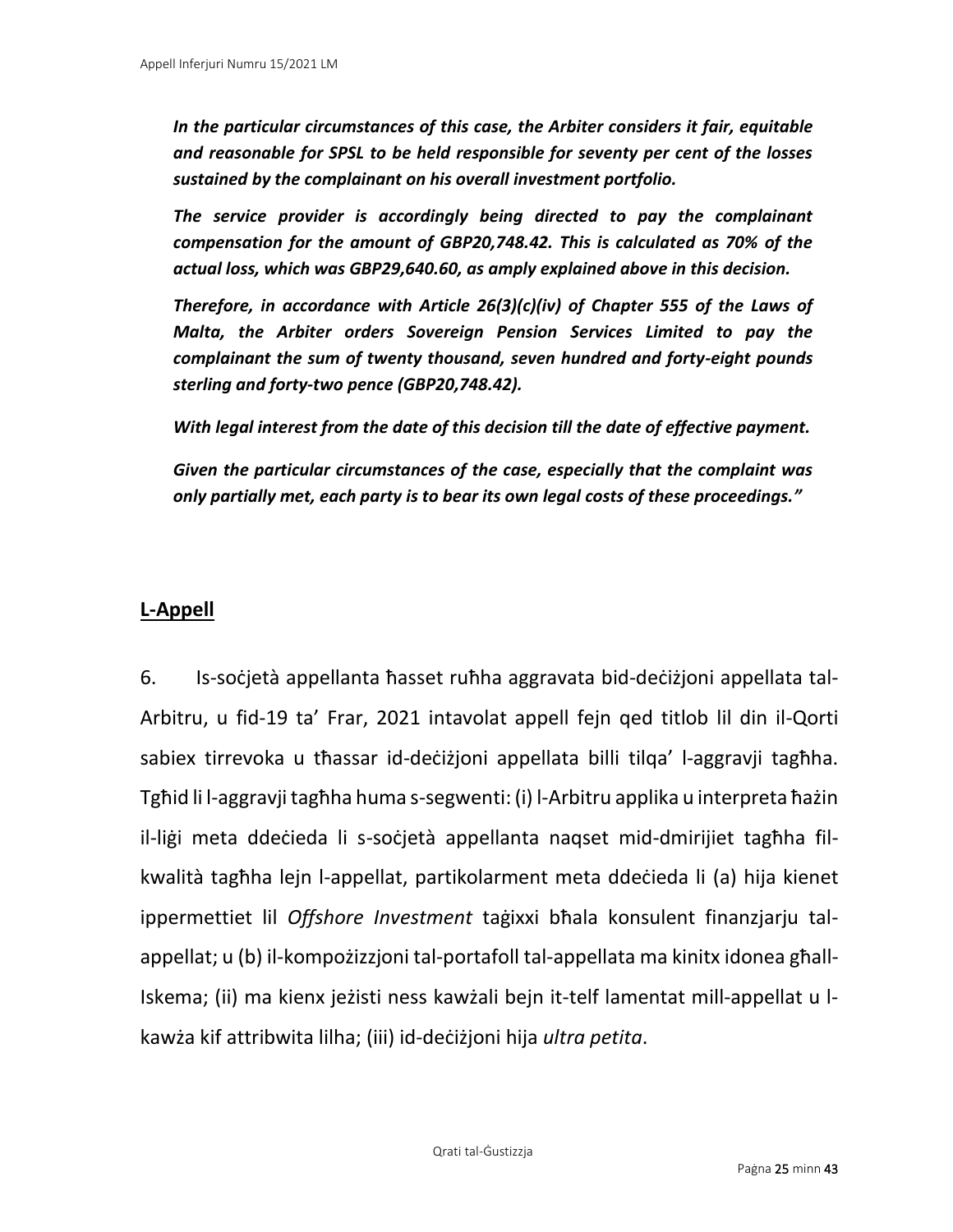***In the particular circumstances of this case, the Arbiter considers it fair, equitable and reasonable for SPSL to be held responsible for seventy per cent of the losses sustained by the complainant on his overall investment portfolio.***

***The service provider is accordingly being directed to pay the complainant compensation for the amount of GBP20,748.42. This is calculated as 70% of the actual loss, which was GBP29,640.60, as amply explained above in this decision.***

***Therefore, in accordance with Article 26(3)(c)(iv) of Chapter 555 of the Laws of Malta, the Arbiter orders Sovereign Pension Services Limited to pay the complainant the sum of twenty thousand, seven hundred and forty-eight pounds sterling and forty-two pence (GBP20,748.42).***

***With legal interest from the date of this decision till the date of effective payment.***

***Given the particular circumstances of the case, especially that the complaint was only partially met, each party is to bear its own legal costs of these proceedings."***

## L-Appell

6. Is-soċjetà appellanta ħasset ruħha aggravata bid-deċiżjoni appellata tal-Arbitru, u fid-19 ta' Frar, 2021 intavolat appell fejn qed titlob lil din il-Qorti sabiex tirrevoka u tħassar id-deċiżjoni appellata billi tilqa' l-aggravji tagħha. Tgħid li l-aggravji tagħha huma s-segwenti: (i) l-Arbitru applika u interpreta ħażin il-liġi meta ddeċieda li s-soċjetà appellanta naqset mid-dmirijiet tagħha fil-kwalità tagħha lejn l-appellat, partikolarment meta ddeċieda li (a) hija kienet ippermettiet lil *Offshore Investment* taġixxi bħala konsulent finanzjarju tal-appellat; u (b) il-kompożizzjoni tal-portafoll tal-appellata ma kinitx idonea għall-Iskema; (ii) ma kienx jeżisti ness kawżali bejn it-telf lamentat mill-appellat u l-kawża kif attribwita lilha; (iii) id-deċiżjoni hija *ultra petita*.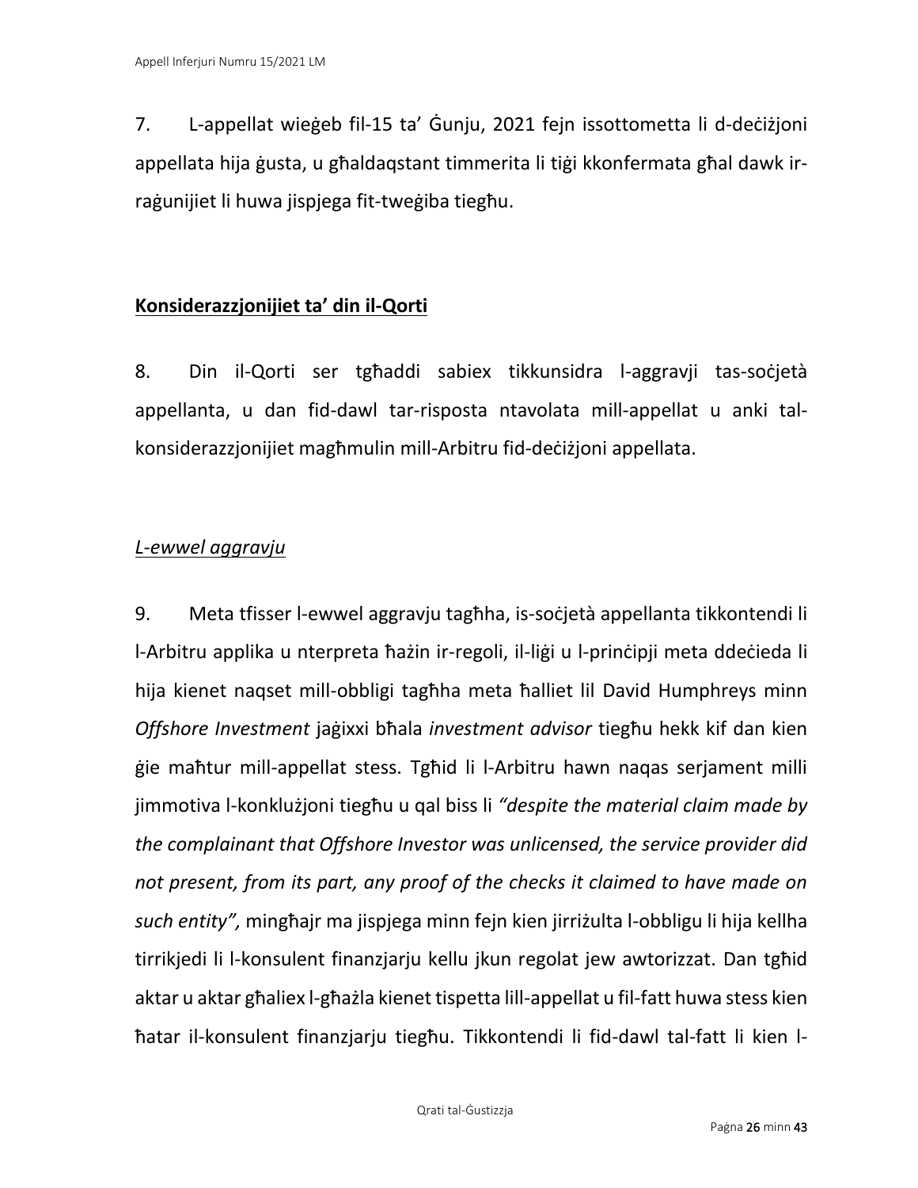7. L-appellat wieġeb fil-15 ta' Ġunju, 2021 fejn issottometta li d-deċiżjoni appellata hija ġusta, u għaldaqstant timmerita li tiġi kkonfermata għal dawk ir-raġunijiet li huwa jispjega fit-tweġiba tiegħu.

**Konsiderazzjonijiet ta' din il-Qorti**

8. Din il-Qorti ser tgħaddi sabiex tikkunsidra l-aggravji tas-soċjetà appellanta, u dan fid-dawl tar-risposta ntavolata mill-appellat u anki tal-konsiderazzjonijiet magħmulin mill-Arbitru fid-deċiżjoni appellata.

*L-ewwel aggravju*

9. Meta tfisser l-ewwel aggravju tagħha, is-soċjetà appellanta tikkontendi li l-Arbitru applika u nterpreta ħażin ir-regoli, il-liġi u l-prinċipji meta ddeċieda li hija kienet naqset mill-obbligi tagħha meta ħalliet lil David Humphreys minn *Offshore Investment* jaġixxi bħala *investment advisor* tiegħu hekk kif dan kien ġie maħtur mill-appellat stess. Tgħid li l-Arbitru hawn naqas serjament milli jimmotiva l-konklużjoni tiegħu u qal biss li *"despite the material claim made by the complainant that Offshore Investor was unlicensed, the service provider did not present, from its part, any proof of the checks it claimed to have made on such entity",* mingħajr ma jispjega minn fejn kien jirriżulta l-obbligu li hija kellha tirrikjedi li l-konsulent finanzjarju kellu jkun regolat jew awtorizzat. Dan tgħid aktar u aktar għaliex l-għażla kienet tispetta lill-appellat u fil-fatt huwa stess kien ħatar il-konsulent finanzjarju tiegħu. Tikkontendi li fid-dawl tal-fatt li kien l-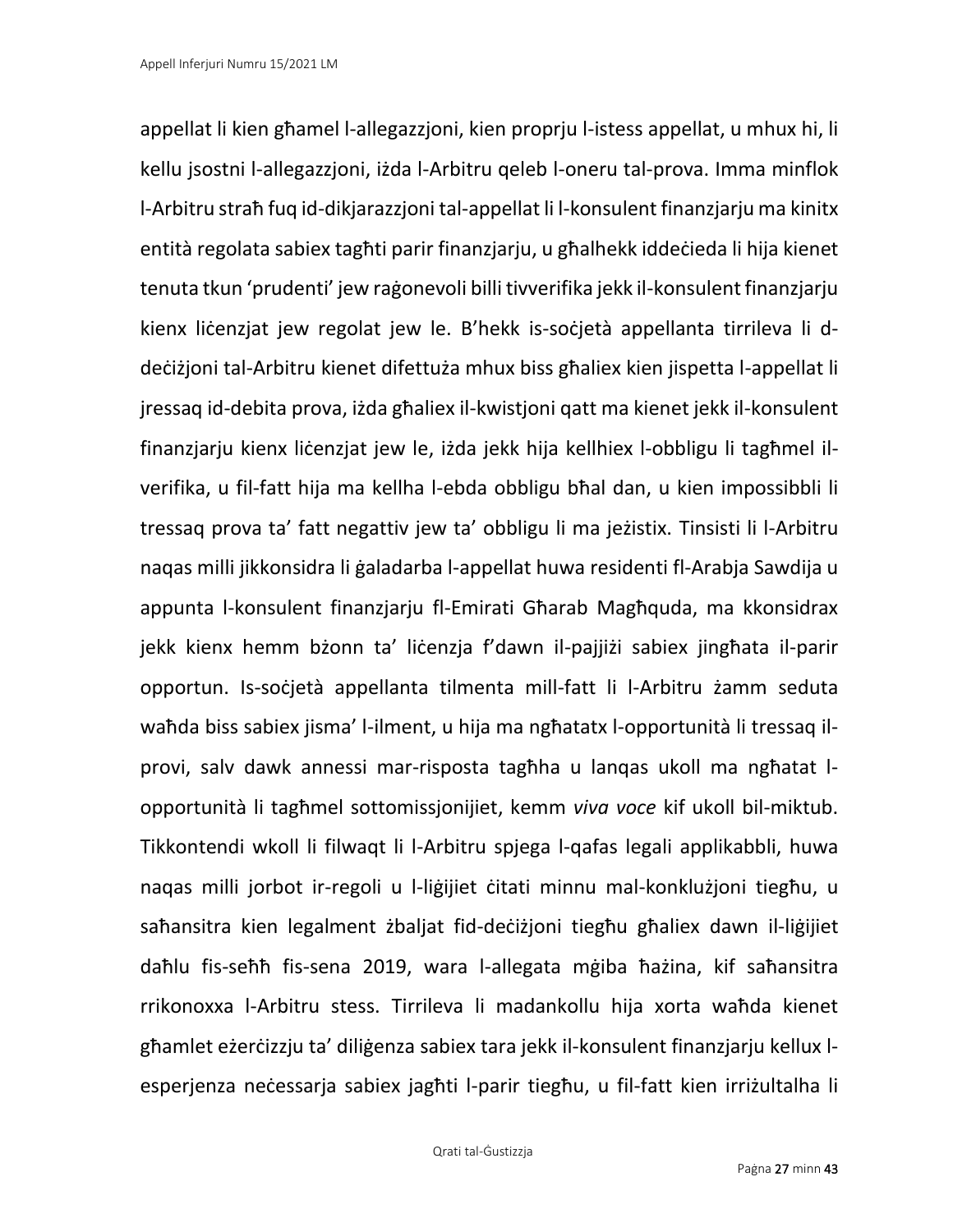appellat li kien għamel l-allegazzjoni, kien proprju l-istess appellat, u mhux hi, li kellu jsostni l-allegazzjoni, iżda l-Arbitru qaleb l-oneru tal-prova. Imma minflok l-Arbitru straħ fuq id-dikjarazzjoni tal-appellat li l-konsulent finanzjarju ma kinitx entità regolata sabiex tagħti parir finanzjarju, u għalhekk iddeċieda li hija kienet tenuta tkun 'prudenti' jew raġonevoli billi tivverifika jekk il-konsulent finanzjarju kienx liċenzjat jew regolat jew le. B'hekk is-soċjetà appellanta tirrileva li d-deċiżjoni tal-Arbitru kienet difettuża mhux biss għaliex kien jispetta l-appellat li jressaq id-debita prova, iżda għaliex il-kwistjoni qatt ma kienet jekk il-konsulent finanzjarju kienx liċenzjat jew le, iżda jekk hija kellhiex l-obbligu li tagħmel il-verifika, u fil-fatt hija ma kellha l-ebda obbligu bħal dan, u kien impossibbli li tressaq prova ta' fatt negattiv jew ta' obbligu li ma jeżistix. Tinsisti li l-Arbitru naqas milli jikkonsidra li ġaladarba l-appellat huwa residenti fl-Arabja Sawdija u appunta l-konsulent finanzjarju fl-Emirati Għarab Magħquda, ma kkonsidrax jekk kienx hemm bżonn ta' liċenzja f'dawn il-pajjiżi sabiex jingħata il-parir opportun. Is-soċjetà appellanta tilmenta mill-fatt li l-Arbitru żamm seduta waħda biss sabiex jisma' l-ilment, u hija ma ngħatatx l-opportunità li tressaq il-provi, salv dawk annessi mar-risposta tagħha u lanqas ukoll ma ngħatat l-opportunità li tagħmel sottomissjonijiet, kemm *viva voce* kif ukoll bil-miktub. Tikkontendi wkoll li filwaqt li l-Arbitru spjega l-qafas legali applikabbli, huwa naqas milli jorbot ir-regoli u l-liġijiet ċitati minnu mal-konklużjoni tiegħu, u saħansitra kien legalment żbaljat fid-deċiżjoni tiegħu għaliex dawn il-liġijiet daħlu fis-seħħ fis-sena 2019, wara l-allegata mġiba ħażina, kif saħansitra rrikonoxxa l-Arbitru stess. Tirrileva li madankollu hija xorta waħda kienet għamlet eżerċizzju ta' diliġenza sabiex tara jekk il-konsulent finanzjarju kellux l-esperjenza neċessarja sabiex jagħti l-parir tiegħu, u fil-fatt kien irriżultalha li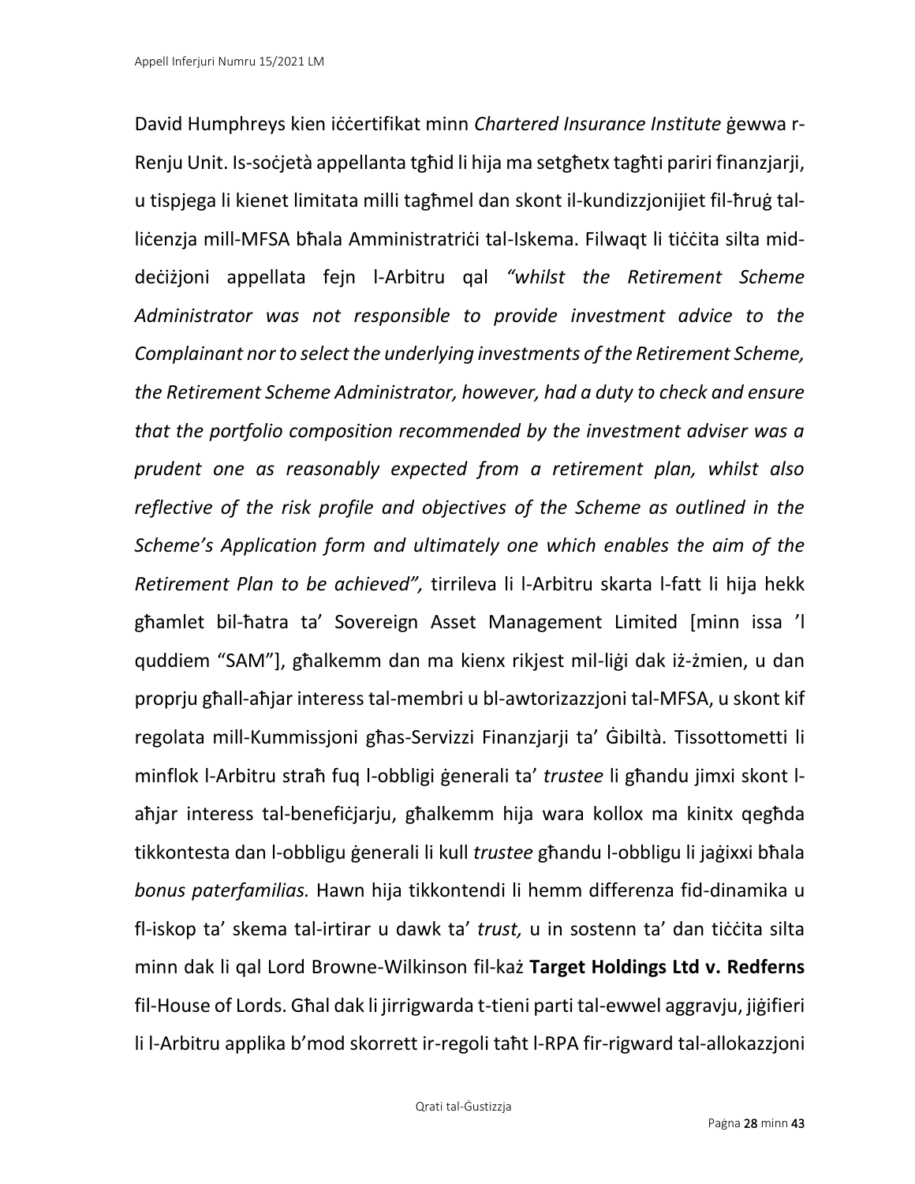David Humphreys kien iċċertifikat minn *Chartered Insurance Institute* ġewwa r-Renju Unit. Is-soċjetà appellanta tgħid li hija ma setgħetx tagħti pariri finanzjarji, u tispjega li kienet limitata milli tagħmel dan skont il-kundizzjonijiet fil-ħruġ tal-liċenzja mill-MFSA bħala Amministratriċi tal-Iskema. Filwaqt li tiċċita silta mid-deċiżjoni appellata fejn l-Arbitru qal *"whilst the Retirement Scheme Administrator was not responsible to provide investment advice to the Complainant nor to select the underlying investments of the Retirement Scheme, the Retirement Scheme Administrator, however, had a duty to check and ensure that the portfolio composition recommended by the investment adviser was a prudent one as reasonably expected from a retirement plan, whilst also reflective of the risk profile and objectives of the Scheme as outlined in the Scheme's Application form and ultimately one which enables the aim of the Retirement Plan to be achieved",* tirrileva li l-Arbitru skarta l-fatt li hija hekk għamlet bil-ħatra ta' Sovereign Asset Management Limited [minn issa 'l quddiem "SAM"], għalkemm dan ma kienx rikjest mil-liġi dak iż-żmien, u dan proprju għall-aħjar interess tal-membri u bl-awtorizazzjoni tal-MFSA, u skont kif regolata mill-Kummissjoni għas-Servizzi Finanzjarji ta' Ġibiltà. Tissottometti li minflok l-Arbitru straħ fuq l-obbligi ġenerali ta' *trustee* li għandu jimxi skont l-aħjar interess tal-benefiċjarju, għalkemm hija wara kollox ma kinitx qegħda tikkontesta dan l-obbligu ġenerali li kull *trustee* għandu l-obbligu li jaġixxi bħala *bonus paterfamilias.* Hawn hija tikkontendi li hemm differenza fid-dinamika u fl-iskop ta' skema tal-irtirar u dawk ta' *trust,* u in sostenn ta' dan tiċċita silta minn dak li qal Lord Browne-Wilkinson fil-każ **Target Holdings Ltd v. Redferns** fil-House of Lords. Għal dak li jirrigwarda t-tieni parti tal-ewwel aggravju, jiġifieri li l-Arbitru applika b'mod skorrett ir-regoli taħt l-RPA fir-rigward tal-allokazzjoni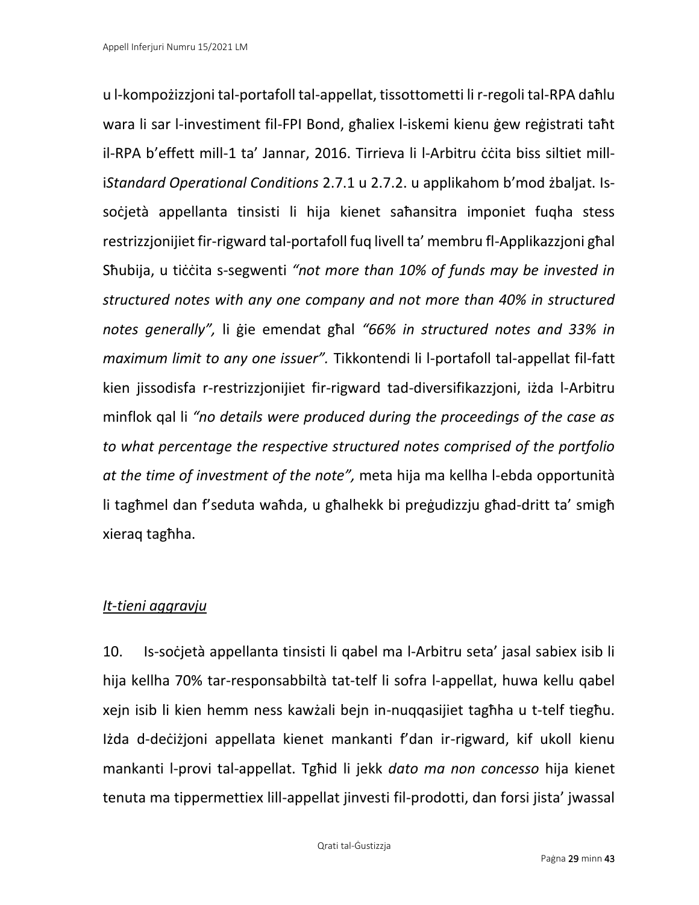u l-kompożizzjoni tal-portafoll tal-appellat, tissottometti li r-regoli tal-RPA daħlu wara li sar l-investiment fil-FPI Bond, għaliex l-iskemi kienu ġew reġistrati taħt il-RPA b'effett mill-1 ta' Jannar, 2016. Tirrieva li l-Arbitru ċċita biss siltiet mill-i*Standard Operational Conditions* 2.7.1 u 2.7.2. u applikahom b'mod żbaljat. Is-soċjetà appellanta tinsisti li hija kienet saħansitra imponiet fuqha stess restrizzjonijiet fir-rigward tal-portafoll fuq livell ta' membru fl-Applikazzjoni għal Sħubija, u tiċċita s-segwenti *"not more than 10% of funds may be invested in structured notes with any one company and not more than 40% in structured notes generally",* li ġie emendat għal *"66% in structured notes and 33% in maximum limit to any one issuer".* Tikkontendi li l-portafoll tal-appellat fil-fatt kien jissodisfa r-restrizzjonijiet fir-rigward tad-diversifikazzjoni, iżda l-Arbitru minflok qal li *"no details were produced during the proceedings of the case as to what percentage the respective structured notes comprised of the portfolio at the time of investment of the note",* meta hija ma kellha l-ebda opportunità li tagħmel dan f'seduta waħda, u għalhekk bi preġudizzju għad-dritt ta' smigħ xieraq tagħha.

*It-tieni aggravju*

10. Is-soċjetà appellanta tinsisti li qabel ma l-Arbitru seta' jasal sabiex isib li hija kellha 70% tar-responsabbiltà tat-telf li sofra l-appellat, huwa kellu qabel xejn isib li kien hemm ness kawżali bejn in-nuqqasijiet tagħha u t-telf tiegħu. Iżda d-deċiżjoni appellata kienet mankanti f'dan ir-rigward, kif ukoll kienu mankanti l-provi tal-appellat. Tgħid li jekk *dato ma non concesso* hija kienet tenuta ma tippermettiex lill-appellat jinvesti fil-prodotti, dan forsi jista' jwassal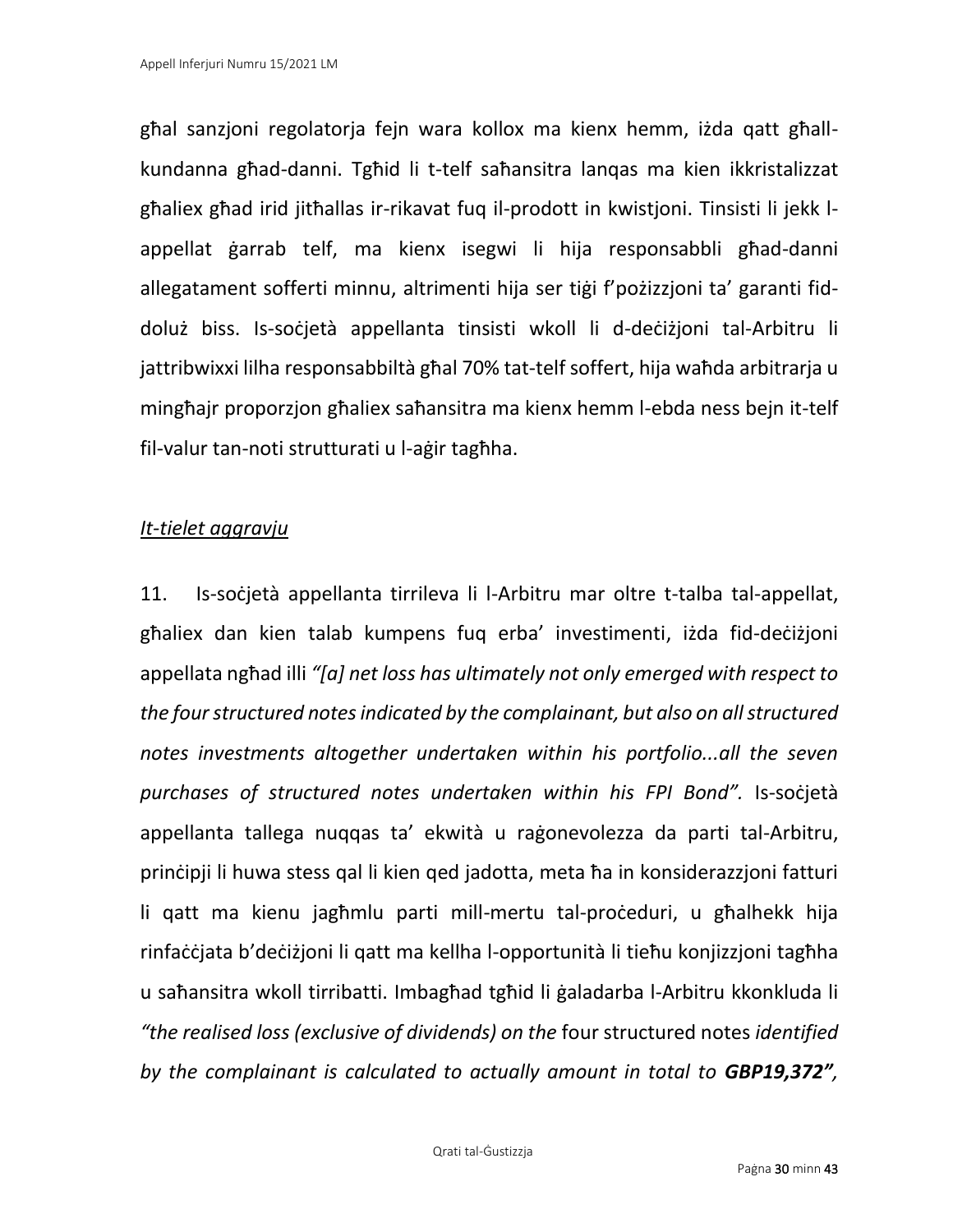għal sanzjoni regolatorja fejn wara kollox ma kienx hemm, iżda qatt għall-kundanna għad-danni. Tgħid li t-telf saħansitra lanqas ma kien ikkristalizzat għaliex għad irid jitħallas ir-rikavat fuq il-prodott in kwistjoni. Tinsisti li jekk l-appellat ġarrab telf, ma kienx isegwi li hija responsabbli għad-danni allegatament sofferti minnu, altrimenti hija ser tiġi f'pożizzjoni ta' garanti fid-doluż biss. Is-soċjetà appellanta tinsisti wkoll li d-deċiżjoni tal-Arbitru li jattribwixxi lilha responsabbiltà għal 70% tat-telf soffert, hija waħda arbitrarja u mingħajr proporzjon għaliex saħansitra ma kienx hemm l-ebda ness bejn it-telf fil-valur tan-noti strutturati u l-aġir tagħha.

*It-tielet aggravju*

11. Is-soċjetà appellanta tirrileva li l-Arbitru mar oltre t-talba tal-appellat, għaliex dan kien talab kumpens fuq erba' investimenti, iżda fid-deċiżjoni appellata ngħad illi *"[a] net loss has ultimately not only emerged with respect to the four structured notes indicated by the complainant, but also on all structured notes investments altogether undertaken within his portfolio...all the seven purchases of structured notes undertaken within his FPI Bond".* Is-soċjetà appellanta tallega nuqqas ta' ekwità u raġonevolezza da parti tal-Arbitru, prinċipji li huwa stess qal li kien qed jadotta, meta ħa in konsiderazzjoni fatturi li qatt ma kienu jagħmlu parti mill-mertu tal-proċeduri, u għalhekk hija rinfaċċjata b'deċiżjoni li qatt ma kellha l-opportunità li tieħu konjizzjoni tagħha u saħansitra wkoll tirribatti. Imbagħad tgħid li ġaladarba l-Arbitru kkonkluda li *"the realised loss (exclusive of dividends) on the* four structured notes *identified by the complainant is calculated to actually amount in total to* ***GBP19,372"***,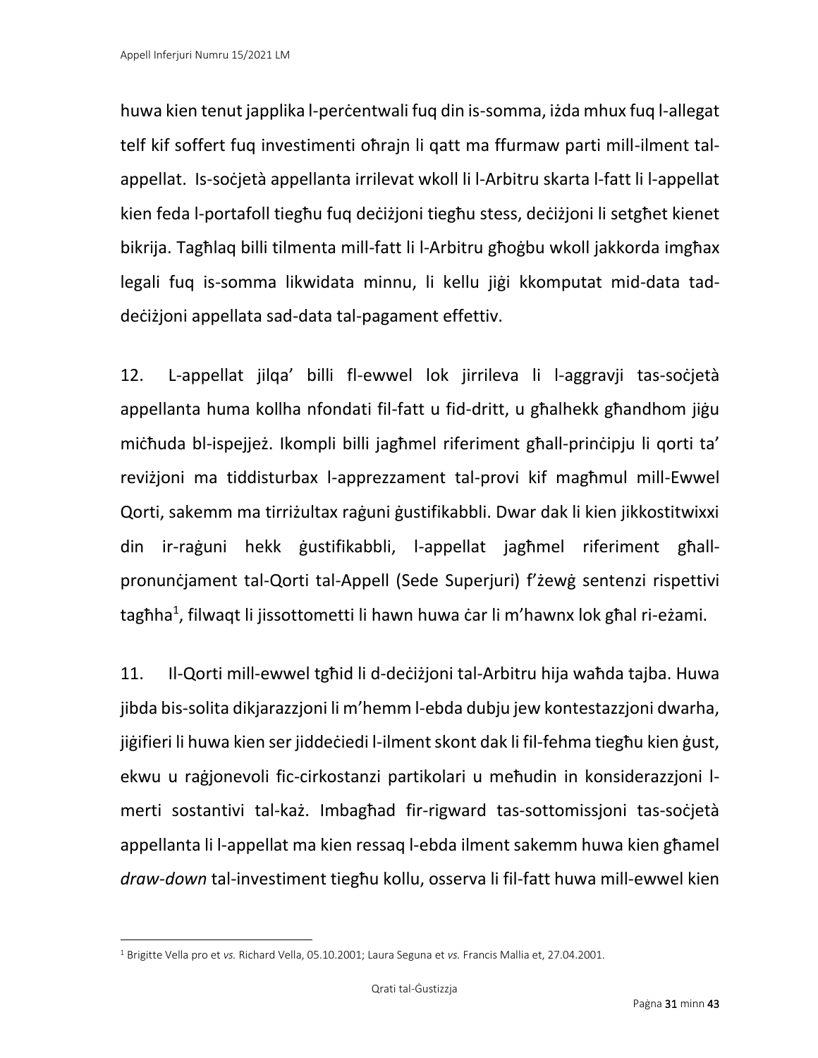huwa kien tenut japplika l-perċentwali fuq din is-somma, iżda mhux fuq l-allegat telf kif soffert fuq investimenti oħrajn li qatt ma ffurmaw parti mill-ilment tal-appellat. Is-soċjetà appellanta irrilevat wkoll li l-Arbitru skarta l-fatt li l-appellat kien feda l-portafoll tiegħu fuq deċiżjoni tiegħu stess, deċiżjoni li setgħet kienet bikrija. Tagħlaq billi tilmenta mill-fatt li l-Arbitru għoġbu wkoll jakkorda imgħax legali fuq is-somma likwidata minnu, li kellu jiġi kkomputat mid-data tad-deċiżjoni appellata sad-data tal-pagament effettiv.

12. L-appellat jilqa' billi fl-ewwel lok jirrileva li l-aggravji tas-soċjetà appellanta huma kollha nfondati fil-fatt u fid-dritt, u għalhekk għandhom jiġu miċħuda bl-ispejjeż. Ikompli billi jagħmel riferiment għall-prinċipju li qorti ta' reviżjoni ma tiddisturbax l-apprezzament tal-provi kif magħmul mill-Ewwel Qorti, sakemm ma tirriżultax raġuni ġustifikabbli. Dwar dak li kien jikkostitwixxi din ir-raġuni hekk ġustifikabbli, l-appellat jagħmel riferiment għall-pronunċjament tal-Qorti tal-Appell (Sede Superjuri) f'żewġ sentenzi rispettivi tagħha[1], filwaqt li jissottometti li hawn huwa ċar li m'hawnx lok għal ri-eżami.

11. Il-Qorti mill-ewwel tgħid li d-deċiżjoni tal-Arbitru hija waħda tajba. Huwa jibda bis-solita dikjarazzjoni li m'hemm l-ebda dubju jew kontestazzjoni dwarha, jiġifieri li huwa kien ser jiddeċiedi l-ilment skont dak li fil-fehma tiegħu kien ġust, ekwu u raġjonevoli fiċ-ċirkostanzi partikolari u meħudin in konsiderazzjoni l-merti sostantivi tal-każ. Imbagħad fir-rigward tas-sottomissjoni tas-soċjetà appellanta li l-appellat ma kien ressaq l-ebda ilment sakemm huwa kien għamel *draw-down* tal-investiment tiegħu kollu, osserva li fil-fatt huwa mill-ewwel kien

---

[1] Brigitte Vella pro et *vs.* Richard Vella, 05.10.2001; Laura Seguna et *vs.* Francis Mallia et, 27.04.2001.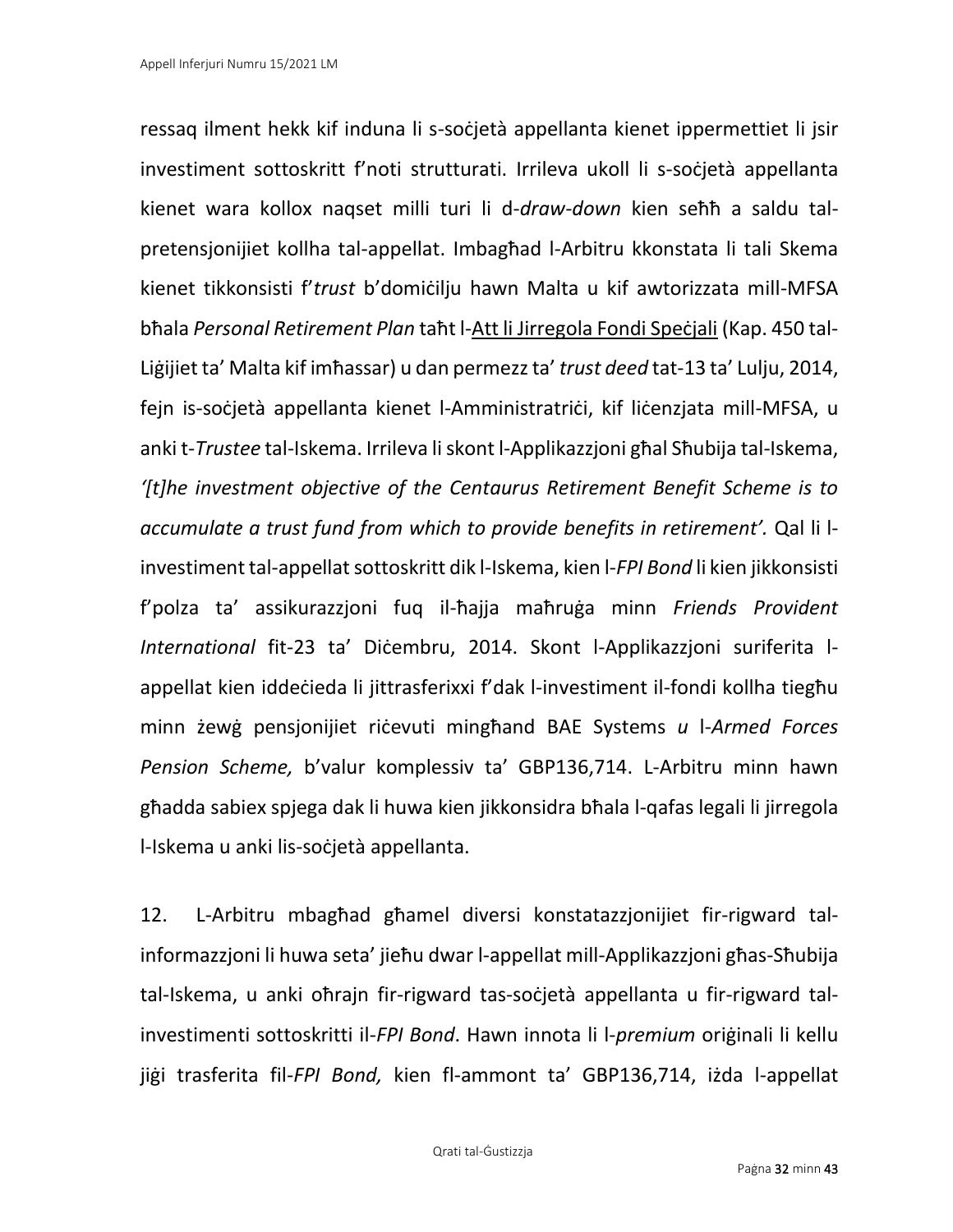ressaq ilment hekk kif induna li s-soċjetà appellanta kienet ippermettiet li jsir investiment sottoskritt f'noti strutturati. Irrileva ukoll li s-soċjetà appellanta kienet wara kollox naqset milli turi li d-*draw-down* kien seħħ a saldu tal-pretensjonijiet kollha tal-appellat. Imbagħad l-Arbitru kkonstata li tali Skema kienet tikkonsisti f'*trust* b'domiċilju hawn Malta u kif awtorizzata mill-MFSA bħala *Personal Retirement Plan* taħt l-Att li Jirregola Fondi Speċjali (Kap. 450 tal-Liġijiet ta' Malta kif imħassar) u dan permezz ta' *trust deed* tat-13 ta' Lulju, 2014, fejn is-soċjetà appellanta kienet l-Amministratriċi, kif liċenzjata mill-MFSA, u anki t-*Trustee* tal-Iskema. Irrileva li skont l-Applikazzjoni għal Sħubija tal-Iskema, *'[t]he investment objective of the Centaurus Retirement Benefit Scheme is to accumulate a trust fund from which to provide benefits in retirement'.* Qal li l-investiment tal-appellat sottoskritt dik l-Iskema, kien l-*FPI Bond* li kien jikkonsisti f'polza ta' assikurazzjoni fuq il-ħajja maħruġa minn *Friends Provident International* fit-23 ta' Diċembru, 2014. Skont l-Applikazzjoni suriferita l-appellat kien iddeċieda li jittrasferixxi f'dak l-investiment il-fondi kollha tiegħu minn żewġ pensjonijiet riċevuti mingħand BAE Systems *u* l-*Armed Forces Pension Scheme,* b'valur komplessiv ta' GBP136,714. L-Arbitru minn hawn għadda sabiex spjega dak li huwa kien jikkonsidra bħala l-qafas legali li jirregola l-Iskema u anki lis-soċjetà appellanta.

12. L-Arbitru mbagħad għamel diversi konstatazzjonijiet fir-rigward tal-informazzjoni li huwa seta' jieħu dwar l-appellat mill-Applikazzjoni għas-Sħubija tal-Iskema, u anki oħrajn fir-rigward tas-soċjetà appellanta u fir-rigward tal-investimenti sottoskritti il-*FPI Bond*. Hawn innota li l-*premium* oriġinali li kellu jiġi trasferita fil-*FPI Bond,* kien fl-ammont ta' GBP136,714, iżda l-appellat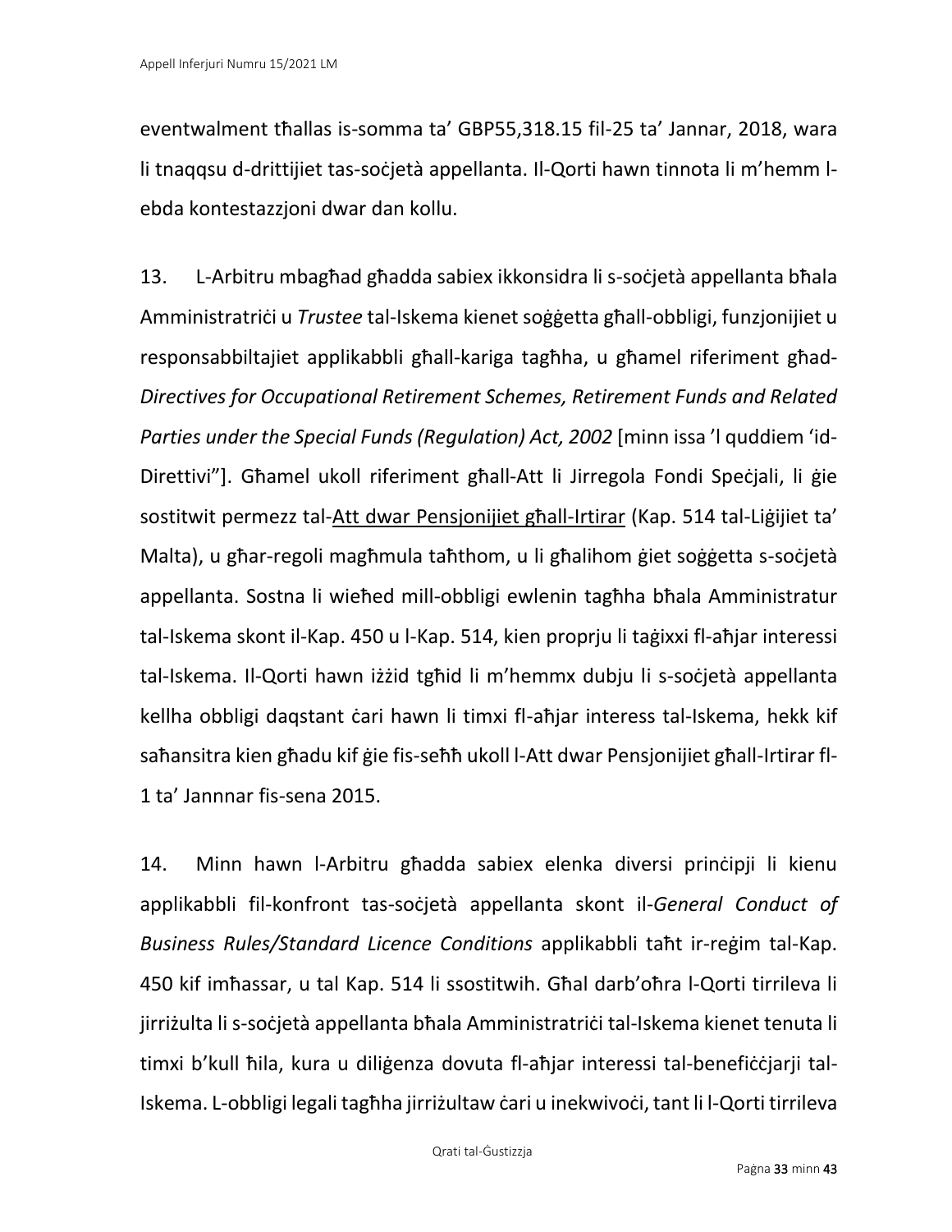eventwalment tħallas is-somma ta' GBP55,318.15 fil-25 ta' Jannar, 2018, wara li tnaqqsu d-drittijiet tas-soċjetà appellanta. Il-Qorti hawn tinnota li m'hemm l-ebda kontestazzjoni dwar dan kollu.

13. L-Arbitru mbagħad għadda sabiex ikkonsidra li s-soċjetà appellanta bħala Amministratriċi u *Trustee* tal-Iskema kienet soġġetta għall-obbligi, funzjonijiet u responsabbiltajiet applikabbli għall-kariga tagħha, u għamel riferiment għad-*Directives for Occupational Retirement Schemes, Retirement Funds and Related Parties under the Special Funds (Regulation) Act, 2002* [minn issa 'l quddiem 'id-Direttivi"]. Għamel ukoll riferiment għall-Att li Jirregola Fondi Speċjali, li ġie sostitwit permezz tal-Att dwar Pensjonijiet għall-Irtirar (Kap. 514 tal-Liġijiet ta' Malta), u għar-regoli magħmula taħthom, u li għalihom ġiet soġġetta s-soċjetà appellanta. Sostna li wieħed mill-obbligi ewlenin tagħha bħala Amministratur tal-Iskema skont il-Kap. 450 u l-Kap. 514, kien proprju li taġixxi fl-aħjar interessi tal-Iskema. Il-Qorti hawn iżżid tgħid li m'hemmx dubju li s-soċjetà appellanta kellha obbligi daqstant ċari hawn li timxi fl-aħjar interess tal-Iskema, hekk kif saħansitra kien għadu kif ġie fis-seħħ ukoll l-Att dwar Pensjonijiet għall-Irtirar fl-1 ta' Jannnar fis-sena 2015.

14. Minn hawn l-Arbitru għadda sabiex elenka diversi prinċipji li kienu applikabbli fil-konfront tas-soċjetà appellanta skont il-*General Conduct of Business Rules/Standard Licence Conditions* applikabbli taħt ir-reġim tal-Kap. 450 kif imħassar, u tal Kap. 514 li ssostitwih. Għal darb'oħra l-Qorti tirrileva li jirriżulta li s-soċjetà appellanta bħala Amministratriċi tal-Iskema kienet tenuta li timxi b'kull ħila, kura u diliġenza dovuta fl-aħjar interessi tal-benefiċċjarji tal-Iskema. L-obbligi legali tagħha jirriżultaw ċari u inekwivoċi, tant li l-Qorti tirrileva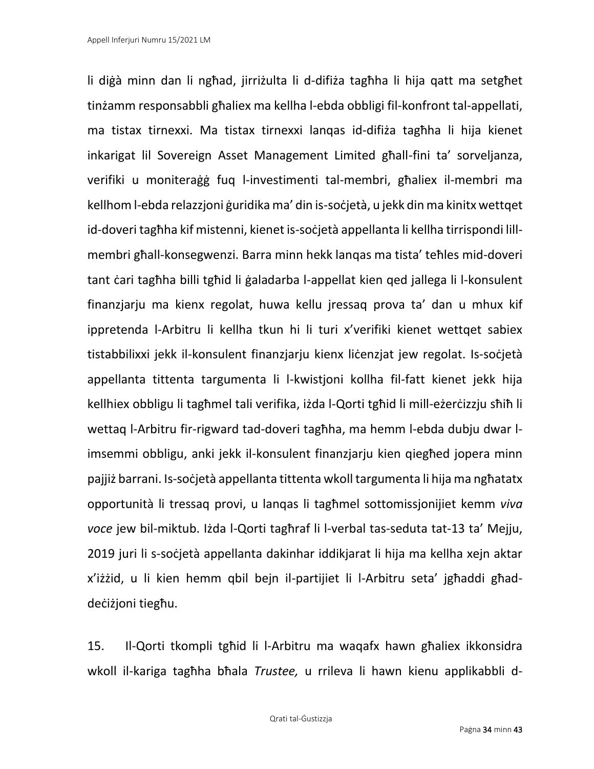li diġà minn dan li ngħad, jirriżulta li d-difiża tagħha li hija qatt ma setgħet tinżamm responsabbli għaliex ma kellha l-ebda obbligi fil-konfront tal-appellati, ma tistax tirnexxi. Ma tistax tirnexxi lanqas id-difiża tagħha li hija kienet inkarigat lil Sovereign Asset Management Limited għall-fini ta' sorveljanza, verifiki u moniteraġġ fuq l-investimenti tal-membri, għaliex il-membri ma kellhom l-ebda relazzjoni ġuridika ma' din is-soċjetà, u jekk din ma kinitx wettqet id-doveri tagħha kif mistenni, kienet is-soċjetà appellanta li kellha tirrispondi lill-membri għall-konsegwenzi. Barra minn hekk lanqas ma tista' teħles mid-doveri tant ċari tagħha billi tgħid li ġaladarba l-appellat kien qed jallega li l-konsulent finanzjarju ma kienx regolat, huwa kellu jressaq prova ta' dan u mhux kif ippretenda l-Arbitru li kellha tkun hi li turi x'verifiki kienet wettqet sabiex tistabbilixxi jekk il-konsulent finanzjarju kienx liċenzjat jew regolat. Is-soċjetà appellanta tittenta targumenta li l-kwistjoni kollha fil-fatt kienet jekk hija kellhiex obbligu li tagħmel tali verifika, iżda l-Qorti tgħid li mill-eżerċizzju sħiħ li wettaq l-Arbitru fir-rigward tad-doveri tagħha, ma hemm l-ebda dubju dwar l-imsemmi obbligu, anki jekk il-konsulent finanzjarju kien qiegħed jopera minn pajjiż barrani. Is-soċjetà appellanta tittenta wkoll targumenta li hija ma ngħatatx opportunità li tressaq provi, u lanqas li tagħmel sottomissjonijiet kemm *viva voce* jew bil-miktub. Iżda l-Qorti tagħraf li l-verbal tas-seduta tat-13 ta' Mejju, 2019 juri li s-soċjetà appellanta dakinhar iddikjarat li hija ma kellha xejn aktar x'iżżid, u li kien hemm qbil bejn il-partijiet li l-Arbitru seta' jgħaddi għad-deċiżjoni tiegħu.

15. Il-Qorti tkompli tgħid li l-Arbitru ma waqafx hawn għaliex ikkonsidra wkoll il-kariga tagħha bħala *Trustee,* u rrileva li hawn kienu applikabbli d-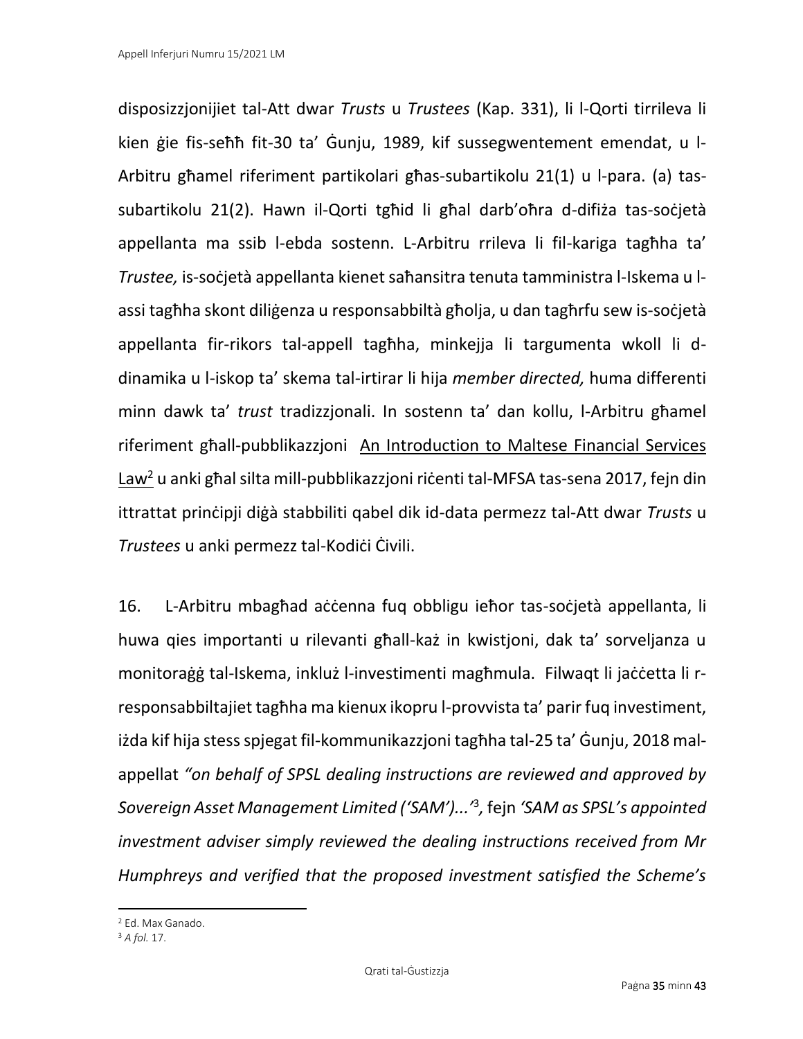disposizzjonijiet tal-Att dwar *Trusts* u *Trustees* (Kap. 331), li l-Qorti tirrileva li kien ġie fis-seħħ fit-30 ta' Ġunju, 1989, kif sussegwentement emendat, u l-Arbitru għamel riferiment partikolari għas-subartikolu 21(1) u l-para. (a) tas-subartikolu 21(2). Hawn il-Qorti tgħid li għal darb'oħra d-difiża tas-soċjetà appellanta ma ssib l-ebda sostenn. L-Arbitru rrileva li fil-kariga tagħha ta' *Trustee,* is-soċjetà appellanta kienet saħansitra tenuta tamministra l-Iskema u l-assi tagħha skont diliġenza u responsabbiltà għolja, u dan tagħrfu sew is-soċjetà appellanta fir-rikors tal-appell tagħha, minkejja li targumenta wkoll li d-dinamika u l-iskop ta' skema tal-irtirar li hija *member directed,* huma differenti minn dawk ta' *trust* tradizzjonali. In sostenn ta' dan kollu, l-Arbitru għamel riferiment għall-pubblikazzjoni An Introduction to Maltese Financial Services Law[2] u anki għal silta mill-pubblikazzjoni riċenti tal-MFSA tas-sena 2017, fejn din ittrattat prinċipji diġà stabbiliti qabel dik id-data permezz tal-Att dwar *Trusts* u *Trustees* u anki permezz tal-Kodiċi Ċivili.

16. L-Arbitru mbagħad aċċenna fuq obbligu ieħor tas-soċjetà appellanta, li huwa qies importanti u rilevanti għall-każ in kwistjoni, dak ta' sorveljanza u monitoraġġ tal-Iskema, inkluż l-investimenti magħmula. Filwaqt li jaċċetta li r-responsabbiltajiet tagħha ma kienux ikopru l-provvista ta' parir fuq investiment, iżda kif hija stess spjegat fil-kommunikazzjoni tagħha tal-25 ta' Ġunju, 2018 mal-appellat *"on behalf of SPSL dealing instructions are reviewed and approved by Sovereign Asset Management Limited ('SAM')...'*[3], fejn *'SAM as SPSL's appointed investment adviser simply reviewed the dealing instructions received from Mr Humphreys and verified that the proposed investment satisfied the Scheme's*

---

[2] Ed. Max Ganado.

[3] *A fol.* 17.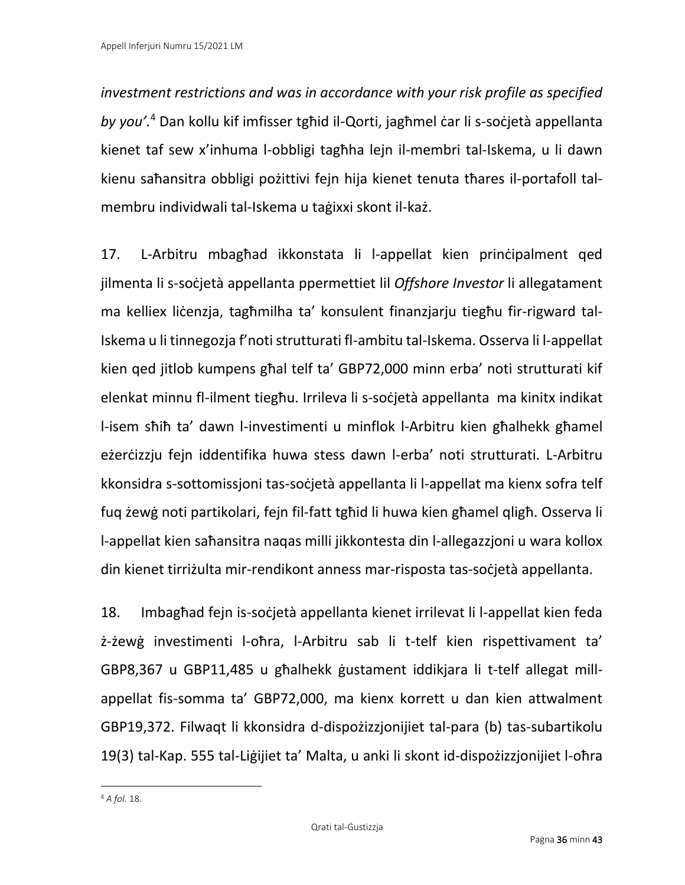*investment restrictions and was in accordance with your risk profile as specified by you'.*[4] Dan kollu kif imfisser tgħid il-Qorti, jagħmel ċar li s-soċjetà appellanta kienet taf sew x'inhuma l-obbligi tagħha lejn il-membri tal-Iskema, u li dawn kienu saħansitra obbligi pożittivi fejn hija kienet tenuta tħares il-portafoll tal-membru individwali tal-Iskema u taġixxi skont il-każ.

17. L-Arbitru mbagħad ikkonstata li l-appellat kien prinċipalment qed jilmenta li s-soċjetà appellanta ppermettiet lil *Offshore Investor* li allegatament ma kelliex liċenzja, tagħmilha ta' konsulent finanzjarju tiegħu fir-rigward tal-Iskema u li tinnegozja f'noti strutturati fl-ambitu tal-Iskema. Osserva li l-appellat kien qed jitlob kumpens għal telf ta' GBP72,000 minn erba' noti strutturati kif elenkat minnu fl-ilment tiegħu. Irrileva li s-soċjetà appellanta ma kinitx indikat l-isem sħiħ ta' dawn l-investimenti u minflok l-Arbitru kien għalhekk għamel eżerċizzju fejn iddentifika huwa stess dawn l-erba' noti strutturati. L-Arbitru kkonsidra s-sottomissjoni tas-soċjetà appellanta li l-appellat ma kienx sofra telf fuq żewġ noti partikolari, fejn fil-fatt tgħid li huwa kien għamel qligħ. Osserva li l-appellat kien saħansitra naqas milli jikkontesta din l-allegazzjoni u wara kollox din kienet tirriżulta mir-rendikont anness mar-risposta tas-soċjetà appellanta.

18. Imbagħad fejn is-soċjetà appellanta kienet irrilevat li l-appellat kien feda ż-żewġ investimenti l-oħra, l-Arbitru sab li t-telf kien rispettivament ta' GBP8,367 u GBP11,485 u għalhekk ġustament iddikjara li t-telf allegat mill-appellat fis-somma ta' GBP72,000, ma kienx korrett u dan kien attwalment GBP19,372. Filwaqt li kkonsidra d-dispożizzjonijiet tal-para (b) tas-subartikolu 19(3) tal-Kap. 555 tal-Liġijiet ta' Malta, u anki li skont id-dispożizzjonijiet l-oħra

---

[4] *A fol.* 18.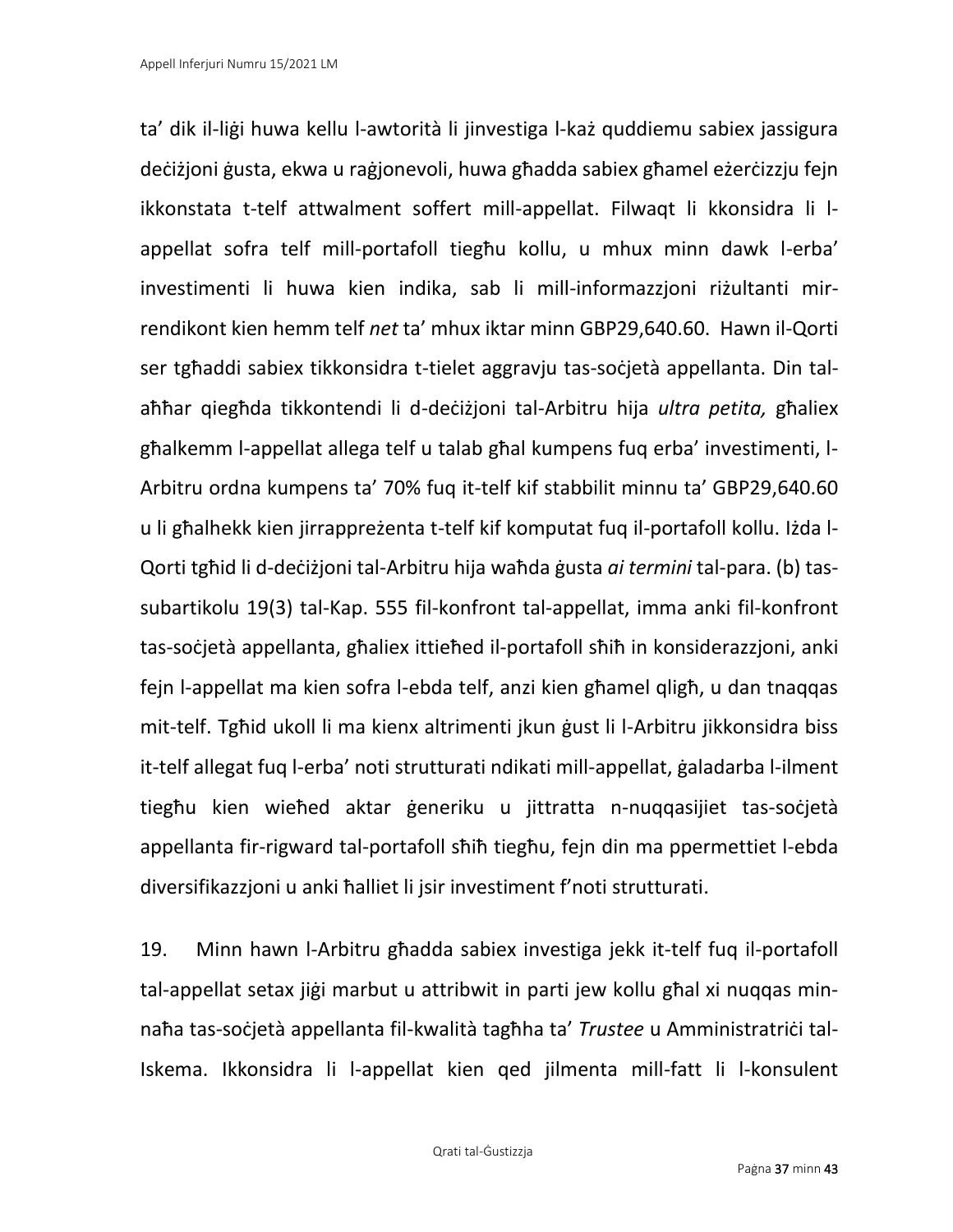ta' dik il-liġi huwa kellu l-awtorità li jinvestiga l-każ quddiemu sabiex jassigura deċiżjoni ġusta, ekwa u raġjonevoli, huwa għadda sabiex għamel eżerċizzju fejn ikkonstata t-telf attwalment soffert mill-appellat. Filwaqt li kkonsidra li l-appellat sofra telf mill-portafoll tiegħu kollu, u mhux minn dawk l-erba' investimenti li huwa kien indika, sab li mill-informazzjoni riżultanti mir-rendikont kien hemm telf *net* ta' mhux iktar minn GBP29,640.60. Hawn il-Qorti ser tgħaddi sabiex tikkonsidra t-tielet aggravju tas-soċjetà appellanta. Din tal-aħħar qiegħda tikkontendi li d-deċiżjoni tal-Arbitru hija *ultra petita,* għaliex għalkemm l-appellat allega telf u talab għal kumpens fuq erba' investimenti, l-Arbitru ordna kumpens ta' 70% fuq it-telf kif stabbilit minnu ta' GBP29,640.60 u li għalhekk kien jirrappreżenta t-telf kif komputat fuq il-portafoll kollu. Iżda l-Qorti tgħid li d-deċiżjoni tal-Arbitru hija waħda ġusta *ai termini* tal-para. (b) tas-subartikolu 19(3) tal-Kap. 555 fil-konfront tal-appellat, imma anki fil-konfront tas-soċjetà appellanta, għaliex ittieħed il-portafoll sħiħ in konsiderazzjoni, anki fejn l-appellat ma kien sofra l-ebda telf, anzi kien għamel qligħ, u dan tnaqqas mit-telf. Tgħid ukoll li ma kienx altrimenti jkun ġust li l-Arbitru jikkonsidra biss it-telf allegat fuq l-erba' noti strutturati ndikati mill-appellat, ġaladarba l-ilment tiegħu kien wieħed aktar ġeneriku u jittratta n-nuqqasijiet tas-soċjetà appellanta fir-rigward tal-portafoll sħiħ tiegħu, fejn din ma ppermettiet l-ebda diversifikazzjoni u anki ħalliet li jsir investiment f'noti strutturati.

19. Minn hawn l-Arbitru għadda sabiex investiga jekk it-telf fuq il-portafoll tal-appellat setax jiġi marbut u attribwit in parti jew kollu għal xi nuqqas min-naħa tas-soċjetà appellanta fil-kwalità tagħha ta' *Trustee* u Amministratriċi tal-Iskema. Ikkonsidra li l-appellat kien qed jilmenta mill-fatt li l-konsulent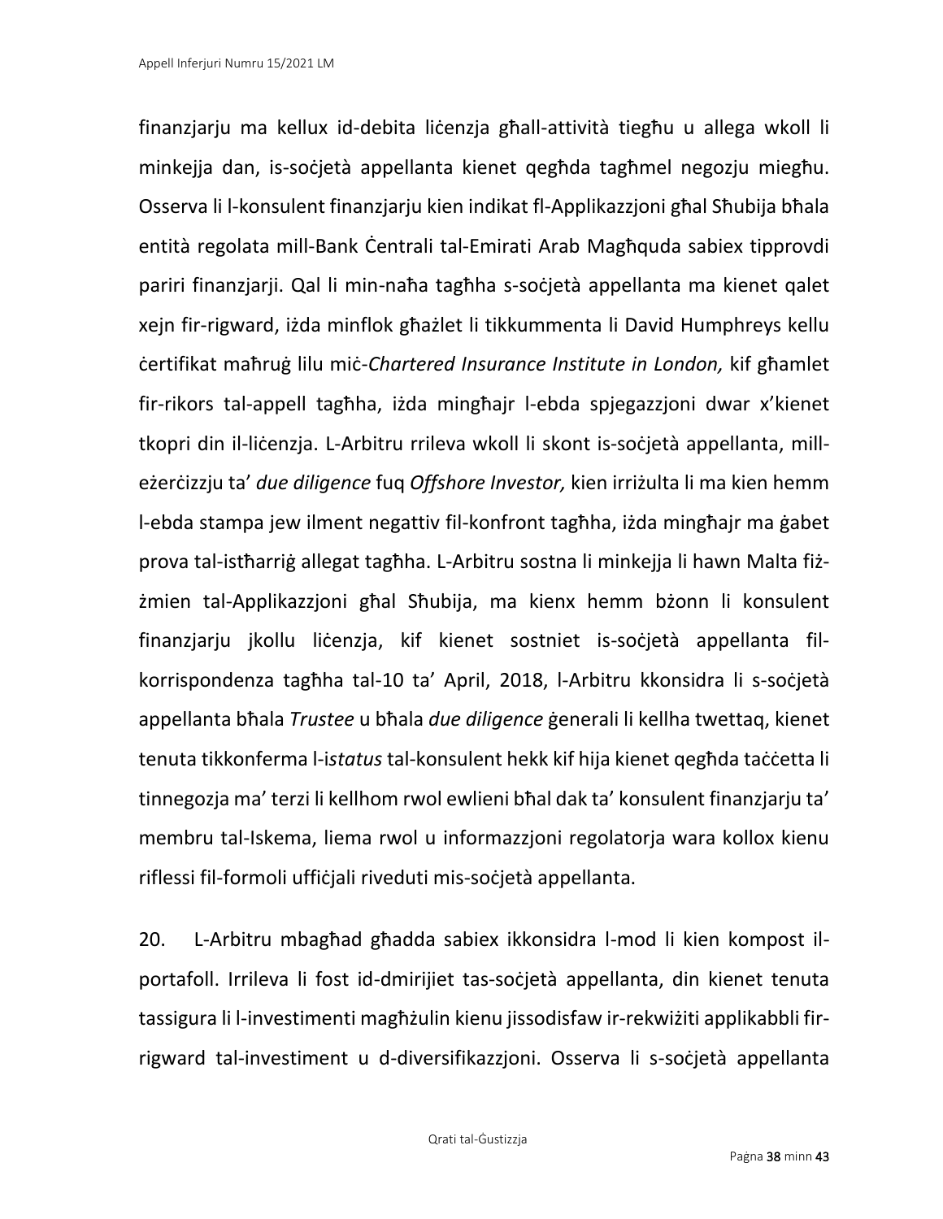finanzjarju ma kellux id-debita liċenzja għall-attività tiegħu u allega wkoll li minkejja dan, is-soċjetà appellanta kienet qegħda tagħmel negozju miegħu. Osserva li l-konsulent finanzjarju kien indikat fl-Applikazzjoni għal Sħubija bħala entità regolata mill-Bank Ċentrali tal-Emirati Arab Magħquda sabiex tipprovdi pariri finanzjarji. Qal li min-naħa tagħha s-soċjetà appellanta ma kienet qalet xejn fir-rigward, iżda minflok għażlet li tikkummenta li David Humphreys kellu ċertifikat maħruġ lilu miċ-*Chartered Insurance Institute in London,* kif għamlet fir-rikors tal-appell tagħha, iżda mingħajr l-ebda spjegazzjoni dwar x'kienet tkopri din il-liċenzja. L-Arbitru rrileva wkoll li skont is-soċjetà appellanta, mill-eżerċizzju ta' *due diligence* fuq *Offshore Investor,* kien irriżulta li ma kien hemm l-ebda stampa jew ilment negattiv fil-konfront tagħha, iżda mingħajr ma ġabet prova tal-istħarriġ allegat tagħha. L-Arbitru sostna li minkejja li hawn Malta fiż-żmien tal-Applikazzjoni għal Sħubija, ma kienx hemm bżonn li konsulent finanzjarju jkollu liċenzja, kif kienet sostniet is-soċjetà appellanta fil-korrispondenza tagħha tal-10 ta' April, 2018, l-Arbitru kkonsidra li s-soċjetà appellanta bħala *Trustee* u bħala *due diligence* ġenerali li kellha twettaq, kienet tenuta tikkonferma l-i*status* tal-konsulent hekk kif hija kienet qegħda taċċetta li tinnegozja ma' terzi li kellhom rwol ewlieni bħal dak ta' konsulent finanzjarju ta' membru tal-Iskema, liema rwol u informazzjoni regolatorja wara kollox kienu riflessi fil-formoli uffiċjali riveduti mis-soċjetà appellanta.

20. L-Arbitru mbagħad għadda sabiex ikkonsidra l-mod li kien kompost il-portafoll. Irrileva li fost id-dmirijiet tas-soċjetà appellanta, din kienet tenuta tassigura li l-investimenti magħżulin kienu jissodisfaw ir-rekwiżiti applikabbli fir-rigward tal-investiment u d-diversifikazzjoni. Osserva li s-soċjetà appellanta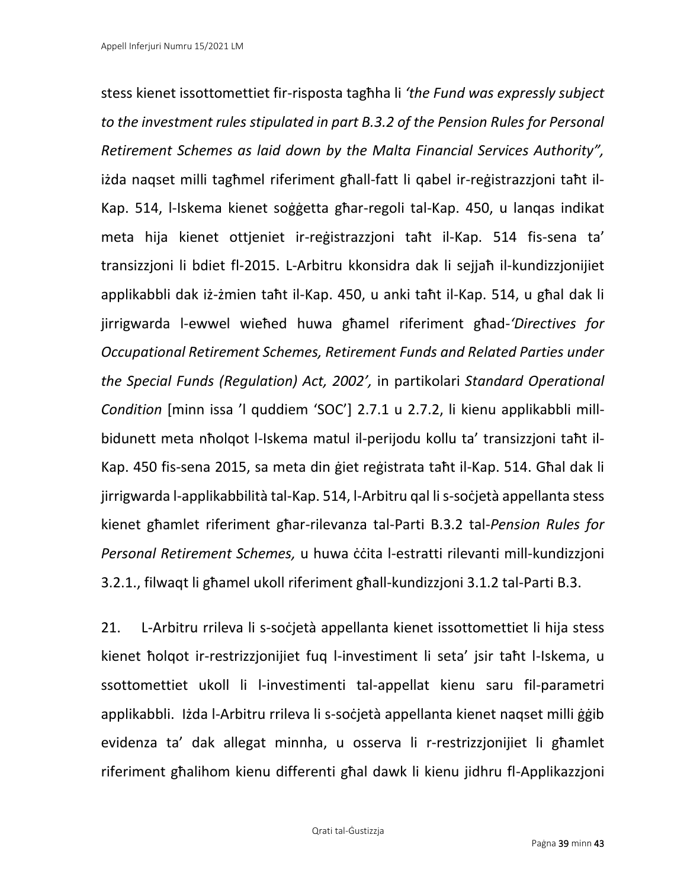stess kienet issottomettiet fir-risposta tagħha li *'the Fund was expressly subject to the investment rules stipulated in part B.3.2 of the Pension Rules for Personal Retirement Schemes as laid down by the Malta Financial Services Authority",* iżda naqset milli tagħmel riferiment għall-fatt li qabel ir-reġistrazzjoni taħt il-Kap. 514, l-Iskema kienet soġġetta għar-regoli tal-Kap. 450, u lanqas indikat meta hija kienet ottjeniet ir-reġistrazzjoni taħt il-Kap. 514 fis-sena ta' transizzjoni li bdiet fl-2015. L-Arbitru kkonsidra dak li sejjaħ il-kundizzjonijiet applikabbli dak iż-żmien taħt il-Kap. 450, u anki taħt il-Kap. 514, u għal dak li jirrigwarda l-ewwel wieħed huwa għamel riferiment għad-*'Directives for Occupational Retirement Schemes, Retirement Funds and Related Parties under the Special Funds (Regulation) Act, 2002',* in partikolari *Standard Operational Condition* [minn issa 'l quddiem 'SOC'] 2.7.1 u 2.7.2, li kienu applikabbli mill-bidunett meta nħolqot l-Iskema matul il-perijodu kollu ta' transizzjoni taħt il-Kap. 450 fis-sena 2015, sa meta din ġiet reġistrata taħt il-Kap. 514. Għal dak li jirrigwarda l-applikabbilità tal-Kap. 514, l-Arbitru qal li s-soċjetà appellanta stess kienet għamlet riferiment għar-rilevanza tal-Parti B.3.2 tal-*Pension Rules for Personal Retirement Schemes,* u huwa ċċita l-estratti rilevanti mill-kundizzjoni 3.2.1., filwaqt li għamel ukoll riferiment għall-kundizzjoni 3.1.2 tal-Parti B.3.

21. L-Arbitru rrileva li s-soċjetà appellanta kienet issottomettiet li hija stess kienet ħolqot ir-restrizzjonijiet fuq l-investiment li seta' jsir taħt l-Iskema, u ssottomettiet ukoll li l-investimenti tal-appellat kienu saru fil-parametri applikabbli. Iżda l-Arbitru rrileva li s-soċjetà appellanta kienet naqset milli ġġib evidenza ta' dak allegat minnha, u osserva li r-restrizzjonijiet li għamlet riferiment għalihom kienu differenti għal dawk li kienu jidhru fl-Applikazzjoni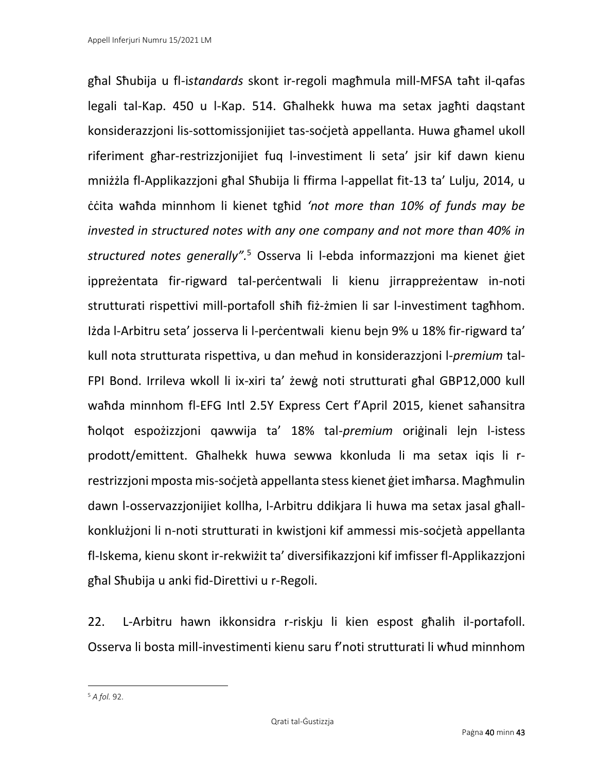għal Sħubija u fl-i*standards* skont ir-regoli magħmula mill-MFSA taħt il-qafas legali tal-Kap. 450 u l-Kap. 514. Għalhekk huwa ma setax jagħti daqstant konsiderazzjoni lis-sottomissjonijiet tas-soċjetà appellanta. Huwa għamel ukoll riferiment għar-restrizzjonijiet fuq l-investiment li seta' jsir kif dawn kienu mniżżla fl-Applikazzjoni għal Sħubija li ffirma l-appellat fit-13 ta' Lulju, 2014, u ċċita waħda minnhom li kienet tgħid *'not more than 10% of funds may be invested in structured notes with any one company and not more than 40% in structured notes generally".*[5] Osserva li l-ebda informazzjoni ma kienet ġiet ippreżentata fir-rigward tal-perċentwali li kienu jirrappreżentaw in-noti strutturati rispettivi mill-portafoll sħiħ fiż-żmien li sar l-investiment tagħhom. Iżda l-Arbitru seta' josserva li l-perċentwali kienu bejn 9% u 18% fir-rigward ta' kull nota strutturata rispettiva, u dan meħud in konsiderazzjoni l-*premium* tal-FPI Bond. Irrileva wkoll li ix-xiri ta' żewġ noti strutturati għal GBP12,000 kull waħda minnhom fl-EFG Intl 2.5Y Express Cert f'April 2015, kienet saħansitra ħolqot espożizzjoni qawwija ta' 18% tal-*premium* oriġinali lejn l-istess prodott/emittent. Għalhekk huwa sewwa kkonluda li ma setax iqis li r-restrizzjoni mposta mis-soċjetà appellanta stess kienet ġiet imħarsa. Magħmulin dawn l-osservazzjonijiet kollha, l-Arbitru ddikjara li huwa ma setax jasal għall-konklużjoni li n-noti strutturati in kwistjoni kif ammessi mis-soċjetà appellanta fl-Iskema, kienu skont ir-rekwiżit ta' diversifikazzjoni kif imfisser fl-Applikazzjoni għal Sħubija u anki fid-Direttivi u r-Regoli.

22. L-Arbitru hawn ikkonsidra r-riskju li kien espost għalih il-portafoll. Osserva li bosta mill-investimenti kienu saru f'noti strutturati li wħud minnhom

---

[5] *A fol.* 92.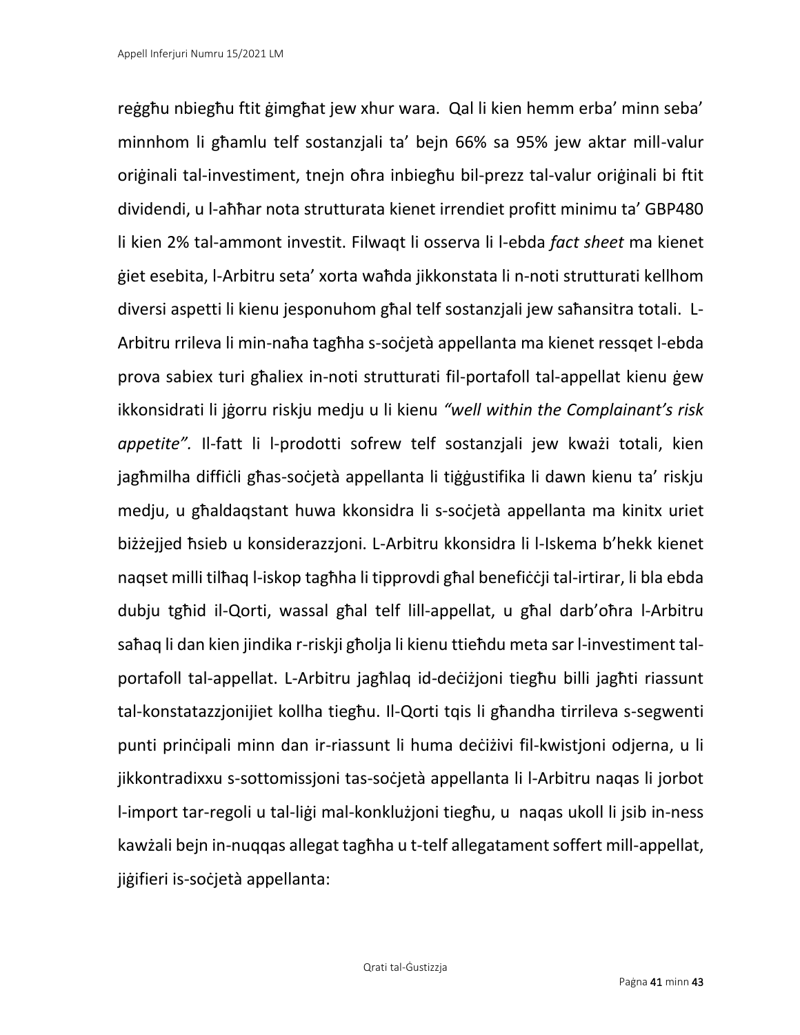reġgħu nbiegħu ftit ġimgħat jew xhur wara. Qal li kien hemm erba' minn seba' minnhom li għamlu telf sostanzjali ta' bejn 66% sa 95% jew aktar mill-valur oriġinali tal-investiment, tnejn oħra inbiegħu bil-prezz tal-valur oriġinali bi ftit dividendi, u l-aħħar nota strutturata kienet irrendiet profitt minimu ta' GBP480 li kien 2% tal-ammont investit. Filwaqt li osserva li l-ebda *fact sheet* ma kienet ġiet esebita, l-Arbitru seta' xorta waħda jikkonstata li n-noti strutturati kellhom diversi aspetti li kienu jesponuhom għal telf sostanzjali jew saħansitra totali. L-Arbitru rrileva li min-naħa tagħha s-soċjetà appellanta ma kienet ressqet l-ebda prova sabiex turi għaliex in-noti strutturati fil-portafoll tal-appellat kienu ġew ikkonsidrati li jġorru riskju medju u li kienu *"well within the Complainant's risk appetite".* Il-fatt li l-prodotti sofrew telf sostanzjali jew kważi totali, kien jagħmilha diffiċli għas-soċjetà appellanta li tiġġustifika li dawn kienu ta' riskju medju, u għaldaqstant huwa kkonsidra li s-soċjetà appellanta ma kinitx uriet biżżejjed ħsieb u konsiderazzjoni. L-Arbitru kkonsidra li l-Iskema b'hekk kienet naqset milli tilħaq l-iskop tagħha li tipprovdi għal benefiċċji tal-irtirar, li bla ebda dubju tgħid il-Qorti, wassal għal telf lill-appellat, u għal darb'oħra l-Arbitru saħaq li dan kien jindika r-riskji għolja li kienu ttieħdu meta sar l-investiment tal-portafoll tal-appellat. L-Arbitru jagħlaq id-deċiżjoni tiegħu billi jagħti riassunt tal-konstatazzjonijiet kollha tiegħu. Il-Qorti tqis li għandha tirrileva s-segwenti punti prinċipali minn dan ir-riassunt li huma deċiżivi fil-kwistjoni odjerna, u li jikkontradixxu s-sottomissjoni tas-soċjetà appellanta li l-Arbitru naqas li jorbot l-import tar-regoli u tal-liġi mal-konklużjoni tiegħu, u naqas ukoll li jsib in-ness kawżali bejn in-nuqqas allegat tagħha u t-telf allegatament soffert mill-appellat, jiġifieri is-soċjetà appellanta: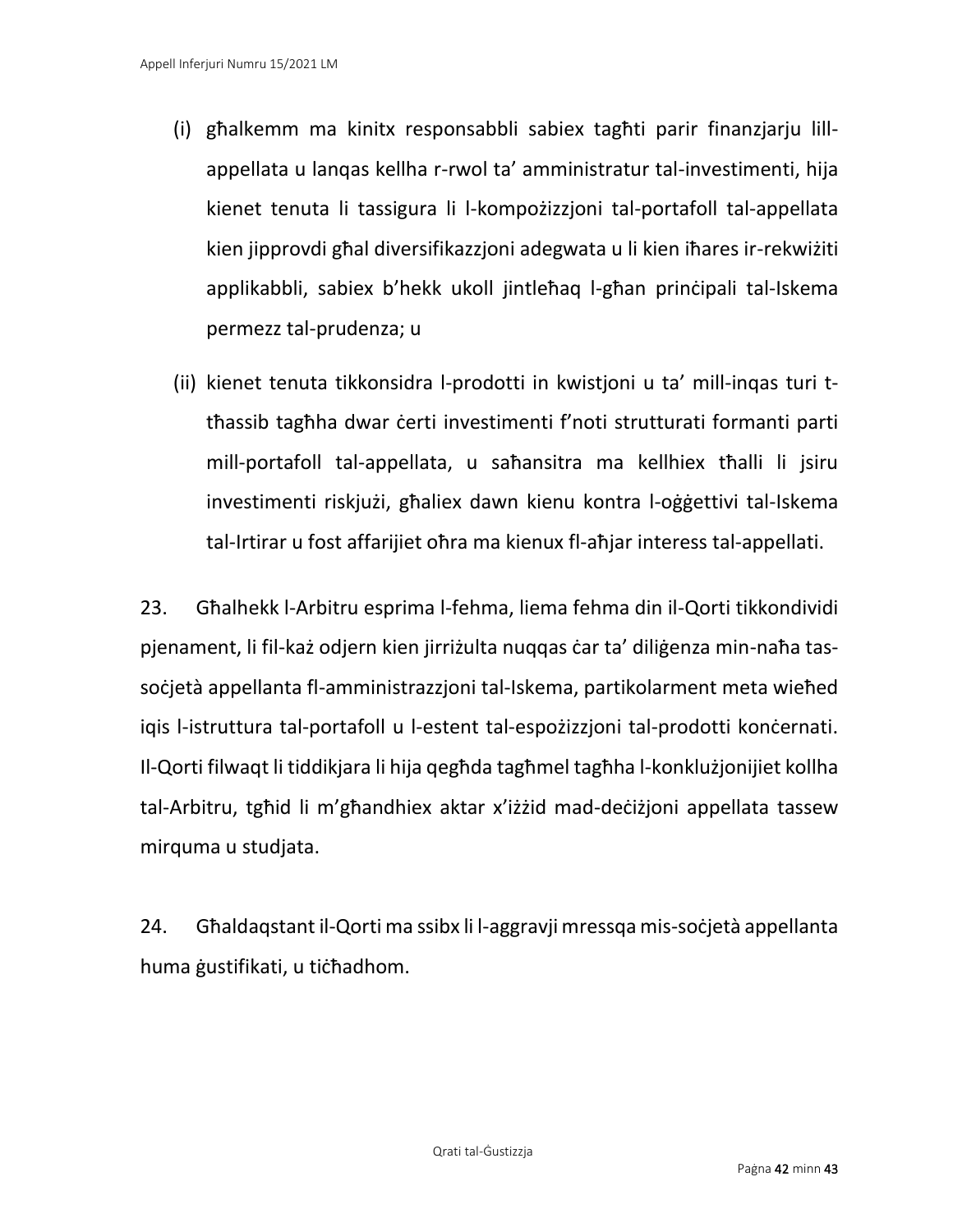(i) għalkemm ma kinitx responsabbli sabiex tagħti parir finanzjarju lill-appellata u lanqas kellha r-rwol ta' amministratur tal-investimenti, hija kienet tenuta li tassigura li l-kompożizzjoni tal-portafoll tal-appellata kien jipprovdi għal diversifikazzjoni adegwata u li kien iħares ir-rekwiżiti applikabbli, sabiex b'hekk ukoll jintleħaq l-għan prinċipali tal-Iskema permezz tal-prudenza; u

(ii) kienet tenuta tikkonsidra l-prodotti in kwistjoni u ta' mill-inqas turi t-tħassib tagħha dwar ċerti investimenti f'noti strutturati formanti parti mill-portafoll tal-appellata, u saħansitra ma kellhiex tħalli li jsiru investimenti riskjużi, għaliex dawn kienu kontra l-oġġettivi tal-Iskema tal-Irtirar u fost affarijiet oħra ma kienux fl-aħjar interess tal-appellati.

23. Għalhekk l-Arbitru esprima l-fehma, liema fehma din il-Qorti tikkondividi pjenament, li fil-każ odjern kien jirriżulta nuqqas ċar ta' diliġenza min-naħa tas-soċjetà appellanta fl-amministrazzjoni tal-Iskema, partikolarment meta wieħed iqis l-istruttura tal-portafoll u l-estent tal-espożizzjoni tal-prodotti konċernati. Il-Qorti filwaqt li tiddikjara li hija qegħda tagħmel tagħha l-konklużjonijiet kollha tal-Arbitru, tgħid li m'għandhiex aktar x'iżżid mad-deċiżjoni appellata tassew mirquma u studjata.

24. Għaldaqstant il-Qorti ma ssibx li l-aggravji mressqa mis-soċjetà appellanta huma ġustifikati, u tiċħadhom.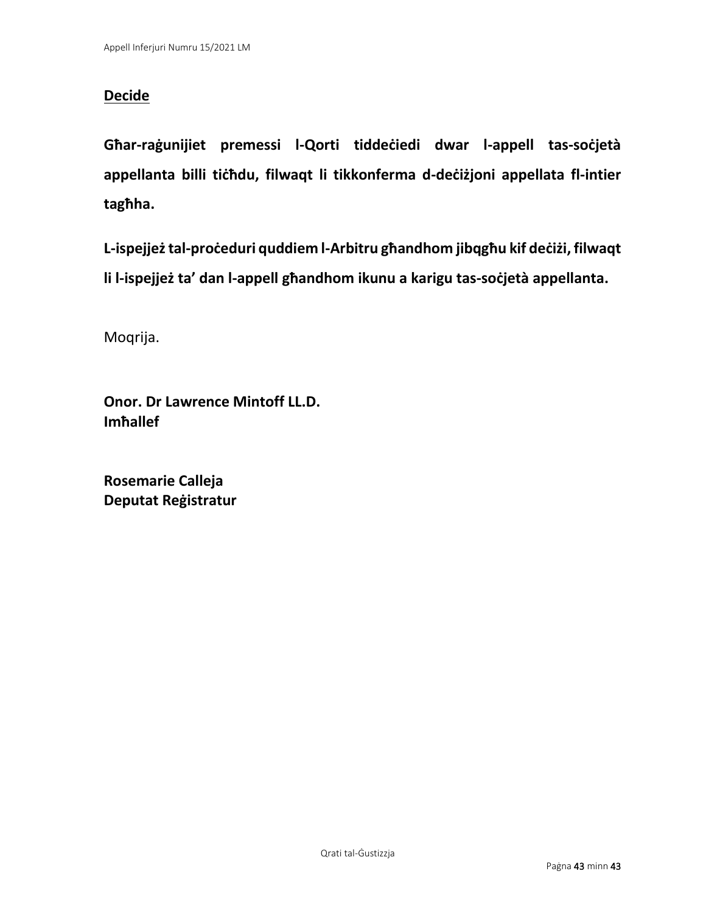**<u>Decide</u>**

**Għar-raġunijiet premessi l-Qorti tiddeċiedi dwar l-appell tas-soċjetà appellanta billi tiċħdu, filwaqt li tikkonferma d-deċiżjoni appellata fl-intier tagħha.**

**L-ispejjeż tal-proċeduri quddiem l-Arbitru għandhom jibqgħu kif deċiżi, filwaqt li l-ispejjeż ta' dan l-appell għandhom ikunu a karigu tas-soċjetà appellanta.**

Moqrija.

**Onor. Dr Lawrence Mintoff LL.D.**
**Imħallef**

**Rosemarie Calleja**
**Deputat Reġistratur**